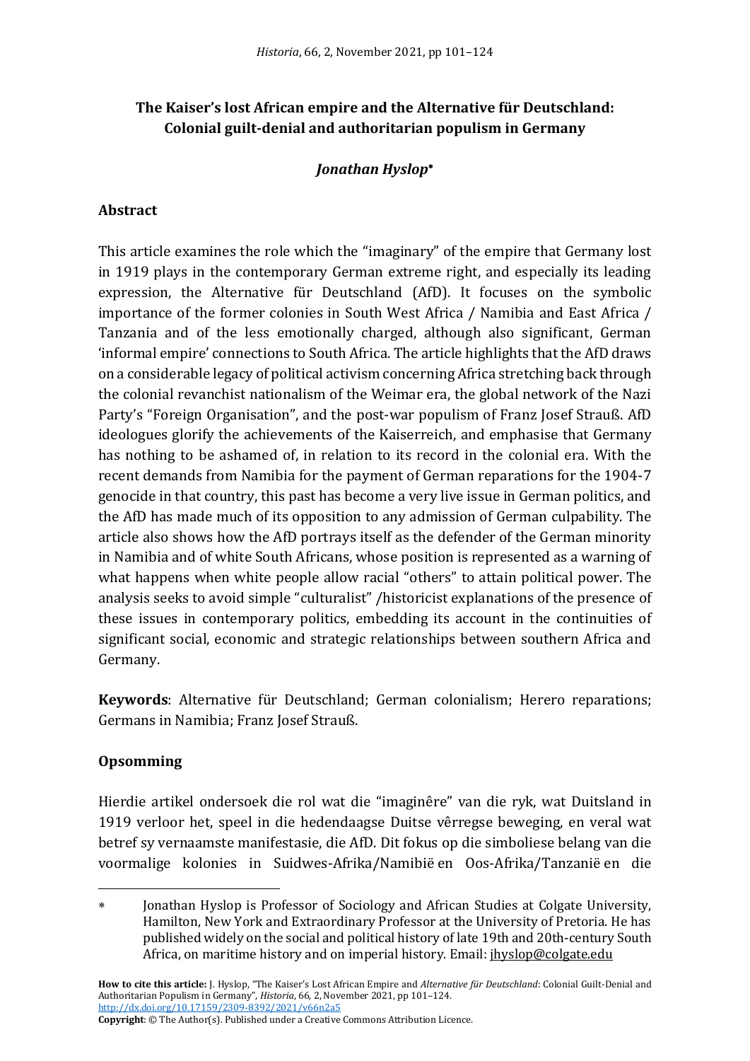# The Kaiser's lost African empire and the Alternative für Deutschland: Colonial guilt-denial and authoritarian populism in Germany

***Jonathan Hyslop****

## Abstract

This article examines the role which the "imaginary" of the empire that Germany lost in 1919 plays in the contemporary German extreme right, and especially its leading expression, the Alternative für Deutschland (AfD). It focuses on the symbolic importance of the former colonies in South West Africa / Namibia and East Africa / Tanzania and of the less emotionally charged, although also significant, German 'informal empire' connections to South Africa. The article highlights that the AfD draws on a considerable legacy of political activism concerning Africa stretching back through the colonial revanchist nationalism of the Weimar era, the global network of the Nazi Party's "Foreign Organisation", and the post-war populism of Franz Josef Strauß. AfD ideologues glorify the achievements of the Kaiserreich, and emphasise that Germany has nothing to be ashamed of, in relation to its record in the colonial era. With the recent demands from Namibia for the payment of German reparations for the 1904-7 genocide in that country, this past has become a very live issue in German politics, and the AfD has made much of its opposition to any admission of German culpability. The article also shows how the AfD portrays itself as the defender of the German minority in Namibia and of white South Africans, whose position is represented as a warning of what happens when white people allow racial "others" to attain political power. The analysis seeks to avoid simple "culturalist" /historicist explanations of the presence of these issues in contemporary politics, embedding its account in the continuities of significant social, economic and strategic relationships between southern Africa and Germany.

**Keywords**: Alternative für Deutschland; German colonialism; Herero reparations; Germans in Namibia; Franz Josef Strauß.

## Opsomming

Hierdie artikel ondersoek die rol wat die "imaginêre" van die ryk, wat Duitsland in 1919 verloor het, speel in die hedendaagse Duitse vêrregse beweging, en veral wat betref sy vernaamste manifestasie, die AfD. Dit fokus op die simboliese belang van die voormalige kolonies in Suidwes-Afrika/Namibië en Oos-Afrika/Tanzanië en die

---

* Jonathan Hyslop is Professor of Sociology and African Studies at Colgate University, Hamilton, New York and Extraordinary Professor at the University of Pretoria. He has published widely on the social and political history of late 19th and 20th-century South Africa, on maritime history and on imperial history. Email: jhyslop@colgate.edu

**How to cite this article:** J. Hyslop, "The Kaiser's Lost African Empire and *Alternative für Deutschland*: Colonial Guilt-Denial and Authoritarian Populism in Germany", *Historia*, 66, 2, November 2021, pp 101–124. http://dx.doi.org/10.17159/2309-8392/2021/v66n2a5

**Copyright**: © The Author(s). Published under a Creative Commons Attribution Licence.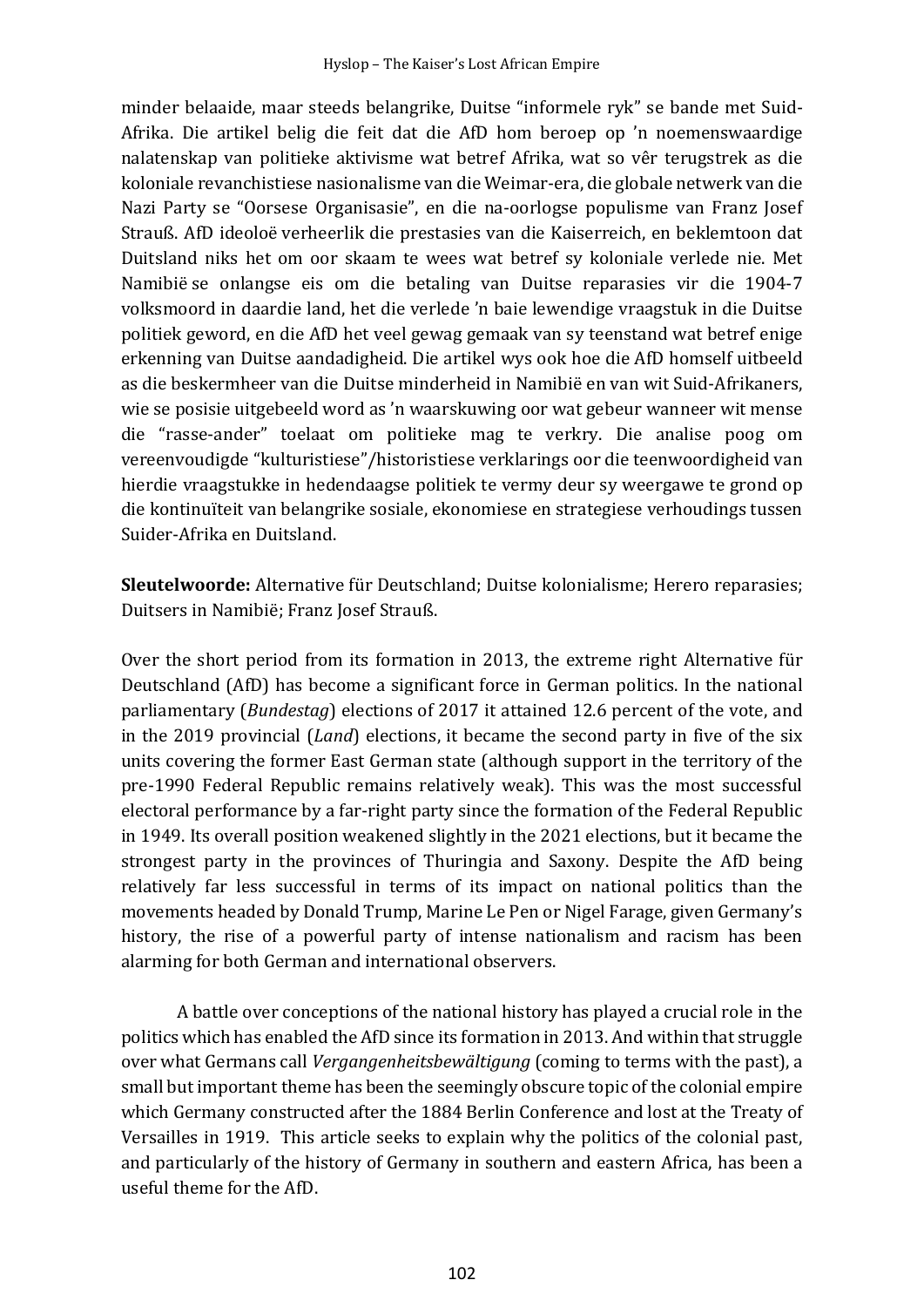minder belaaide, maar steeds belangrike, Duitse "informele ryk" se bande met Suid-Afrika. Die artikel belig die feit dat die AfD hom beroep op 'n noemenswaardige nalatenskap van politieke aktivisme wat betref Afrika, wat so vêr terugstrek as die koloniale revanchistiese nasionalisme van die Weimar-era, die globale netwerk van die Nazi Party se "Oorsese Organisasie", en die na-oorlogse populisme van Franz Josef Strauß. AfD ideoloë verheerlik die prestasies van die Kaiserreich, en beklemtoon dat Duitsland niks het om oor skaam te wees wat betref sy koloniale verlede nie. Met Namibië se onlangse eis om die betaling van Duitse reparasies vir die 1904-7 volksmoord in daardie land, het die verlede 'n baie lewendige vraagstuk in die Duitse politiek geword, en die AfD het veel gewag gemaak van sy teenstand wat betref enige erkenning van Duitse aandadigheid. Die artikel wys ook hoe die AfD homself uitbeeld as die beskermheer van die Duitse minderheid in Namibië en van wit Suid-Afrikaners, wie se posisie uitgebeeld word as 'n waarskuwing oor wat gebeur wanneer wit mense die "rasse-ander" toelaat om politieke mag te verkry. Die analise poog om vereenvoudigde "kulturistiese"/historistiese verklarings oor die teenwoordigheid van hierdie vraagstukke in hedendaagse politiek te vermy deur sy weergawe te grond op die kontinuïteit van belangrike sosiale, ekonomiese en strategiese verhoudings tussen Suider-Afrika en Duitsland.

**Sleutelwoorde:** Alternative für Deutschland; Duitse kolonialisme; Herero reparasies; Duitsers in Namibië; Franz Josef Strauß.

Over the short period from its formation in 2013, the extreme right Alternative für Deutschland (AfD) has become a significant force in German politics. In the national parliamentary (*Bundestag*) elections of 2017 it attained 12.6 percent of the vote, and in the 2019 provincial (*Land*) elections, it became the second party in five of the six units covering the former East German state (although support in the territory of the pre-1990 Federal Republic remains relatively weak). This was the most successful electoral performance by a far-right party since the formation of the Federal Republic in 1949. Its overall position weakened slightly in the 2021 elections, but it became the strongest party in the provinces of Thuringia and Saxony. Despite the AfD being relatively far less successful in terms of its impact on national politics than the movements headed by Donald Trump, Marine Le Pen or Nigel Farage, given Germany's history, the rise of a powerful party of intense nationalism and racism has been alarming for both German and international observers.

A battle over conceptions of the national history has played a crucial role in the politics which has enabled the AfD since its formation in 2013. And within that struggle over what Germans call *Vergangenheitsbewältigung* (coming to terms with the past), a small but important theme has been the seemingly obscure topic of the colonial empire which Germany constructed after the 1884 Berlin Conference and lost at the Treaty of Versailles in 1919. This article seeks to explain why the politics of the colonial past, and particularly of the history of Germany in southern and eastern Africa, has been a useful theme for the AfD.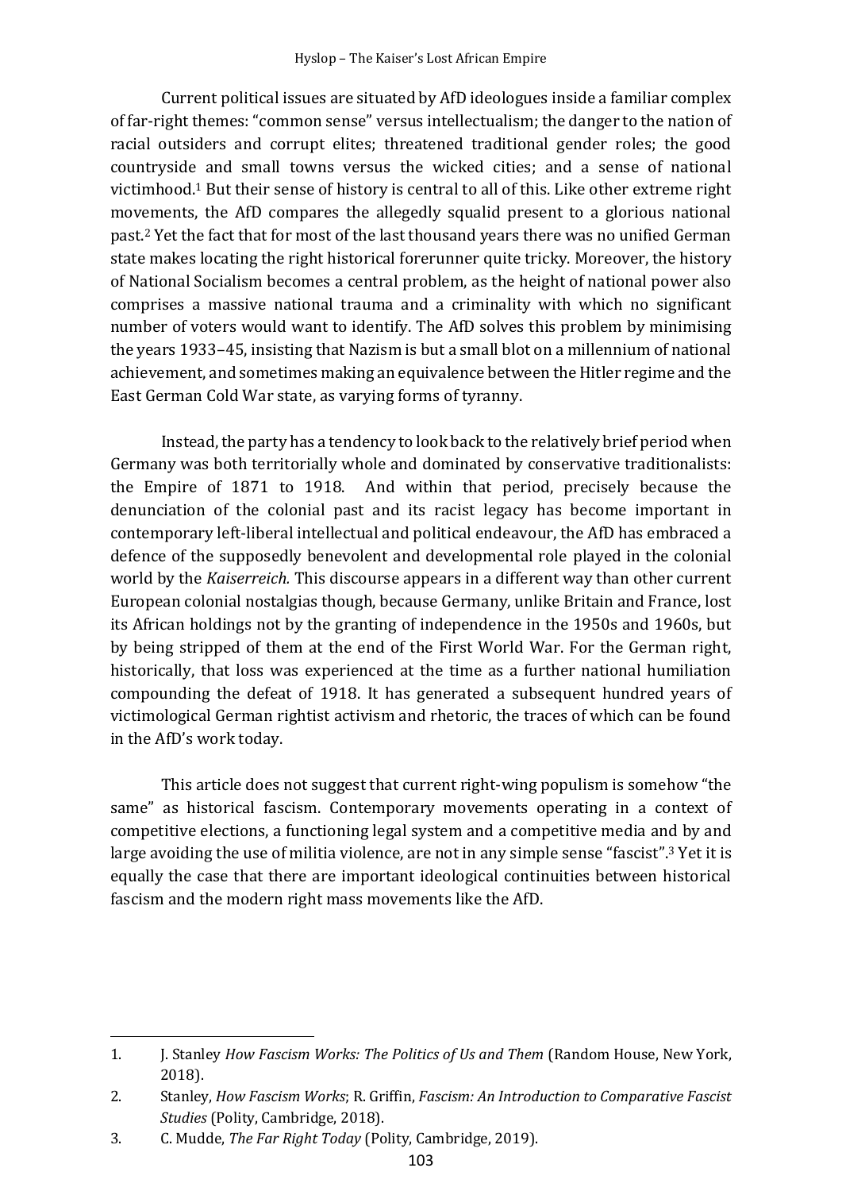Current political issues are situated by AfD ideologues inside a familiar complex of far-right themes: "common sense" versus intellectualism; the danger to the nation of racial outsiders and corrupt elites; threatened traditional gender roles; the good countryside and small towns versus the wicked cities; and a sense of national victimhood.[1] But their sense of history is central to all of this. Like other extreme right movements, the AfD compares the allegedly squalid present to a glorious national past.[2] Yet the fact that for most of the last thousand years there was no unified German state makes locating the right historical forerunner quite tricky. Moreover, the history of National Socialism becomes a central problem, as the height of national power also comprises a massive national trauma and a criminality with which no significant number of voters would want to identify. The AfD solves this problem by minimising the years 1933–45, insisting that Nazism is but a small blot on a millennium of national achievement, and sometimes making an equivalence between the Hitler regime and the East German Cold War state, as varying forms of tyranny.

Instead, the party has a tendency to look back to the relatively brief period when Germany was both territorially whole and dominated by conservative traditionalists: the Empire of 1871 to 1918. And within that period, precisely because the denunciation of the colonial past and its racist legacy has become important in contemporary left-liberal intellectual and political endeavour, the AfD has embraced a defence of the supposedly benevolent and developmental role played in the colonial world by the *Kaiserreich.* This discourse appears in a different way than other current European colonial nostalgias though, because Germany, unlike Britain and France, lost its African holdings not by the granting of independence in the 1950s and 1960s, but by being stripped of them at the end of the First World War. For the German right, historically, that loss was experienced at the time as a further national humiliation compounding the defeat of 1918. It has generated a subsequent hundred years of victimological German rightist activism and rhetoric, the traces of which can be found in the AfD's work today.

This article does not suggest that current right-wing populism is somehow "the same" as historical fascism. Contemporary movements operating in a context of competitive elections, a functioning legal system and a competitive media and by and large avoiding the use of militia violence, are not in any simple sense "fascist".[3] Yet it is equally the case that there are important ideological continuities between historical fascism and the modern right mass movements like the AfD.

---

1. J. Stanley *How Fascism Works: The Politics of Us and Them* (Random House, New York, 2018).
2. Stanley, *How Fascism Works*; R. Griffin, *Fascism: An Introduction to Comparative Fascist Studies* (Polity, Cambridge, 2018).
3. C. Mudde, *The Far Right Today* (Polity, Cambridge, 2019).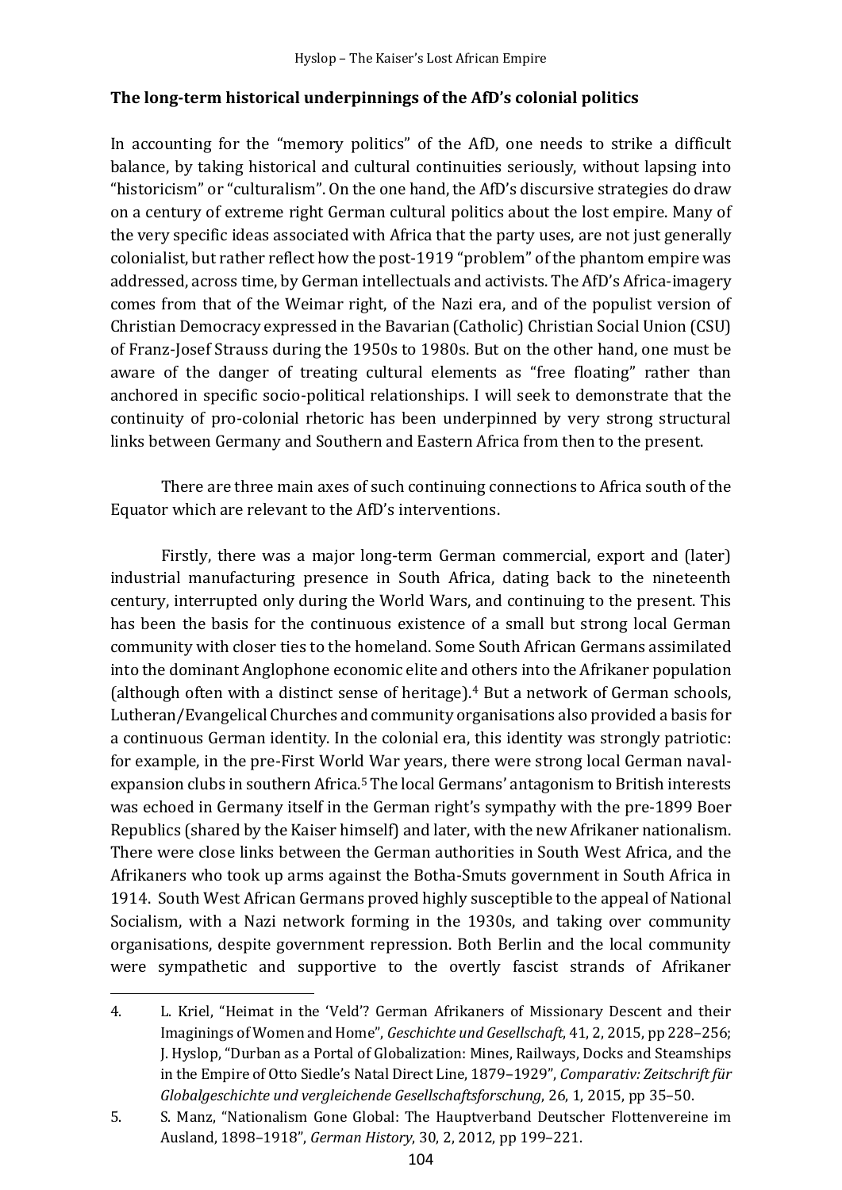### The long-term historical underpinnings of the AfD's colonial politics

In accounting for the "memory politics" of the AfD, one needs to strike a difficult balance, by taking historical and cultural continuities seriously, without lapsing into "historicism" or "culturalism". On the one hand, the AfD's discursive strategies do draw on a century of extreme right German cultural politics about the lost empire. Many of the very specific ideas associated with Africa that the party uses, are not just generally colonialist, but rather reflect how the post-1919 "problem" of the phantom empire was addressed, across time, by German intellectuals and activists. The AfD's Africa-imagery comes from that of the Weimar right, of the Nazi era, and of the populist version of Christian Democracy expressed in the Bavarian (Catholic) Christian Social Union (CSU) of Franz-Josef Strauss during the 1950s to 1980s. But on the other hand, one must be aware of the danger of treating cultural elements as "free floating" rather than anchored in specific socio-political relationships. I will seek to demonstrate that the continuity of pro-colonial rhetoric has been underpinned by very strong structural links between Germany and Southern and Eastern Africa from then to the present.

There are three main axes of such continuing connections to Africa south of the Equator which are relevant to the AfD's interventions.

Firstly, there was a major long-term German commercial, export and (later) industrial manufacturing presence in South Africa, dating back to the nineteenth century, interrupted only during the World Wars, and continuing to the present. This has been the basis for the continuous existence of a small but strong local German community with closer ties to the homeland. Some South African Germans assimilated into the dominant Anglophone economic elite and others into the Afrikaner population (although often with a distinct sense of heritage).[4] But a network of German schools, Lutheran/Evangelical Churches and community organisations also provided a basis for a continuous German identity. In the colonial era, this identity was strongly patriotic: for example, in the pre-First World War years, there were strong local German naval-expansion clubs in southern Africa.[5] The local Germans' antagonism to British interests was echoed in Germany itself in the German right's sympathy with the pre-1899 Boer Republics (shared by the Kaiser himself) and later, with the new Afrikaner nationalism. There were close links between the German authorities in South West Africa, and the Afrikaners who took up arms against the Botha-Smuts government in South Africa in 1914. South West African Germans proved highly susceptible to the appeal of National Socialism, with a Nazi network forming in the 1930s, and taking over community organisations, despite government repression. Both Berlin and the local community were sympathetic and supportive to the overtly fascist strands of Afrikaner

---

4. L. Kriel, "Heimat in the 'Veld'? German Afrikaners of Missionary Descent and their Imaginings of Women and Home", *Geschichte und Gesellschaft*, 41, 2, 2015, pp 228–256; J. Hyslop, "Durban as a Portal of Globalization: Mines, Railways, Docks and Steamships in the Empire of Otto Siedle's Natal Direct Line, 1879–1929", *Comparativ: Zeitschrift für Globalgeschichte und vergleichende Gesellschaftsforschung*, 26, 1, 2015, pp 35–50.
5. S. Manz, "Nationalism Gone Global: The Hauptverband Deutscher Flottenvereine im Ausland, 1898–1918", *German History*, 30, 2, 2012, pp 199–221.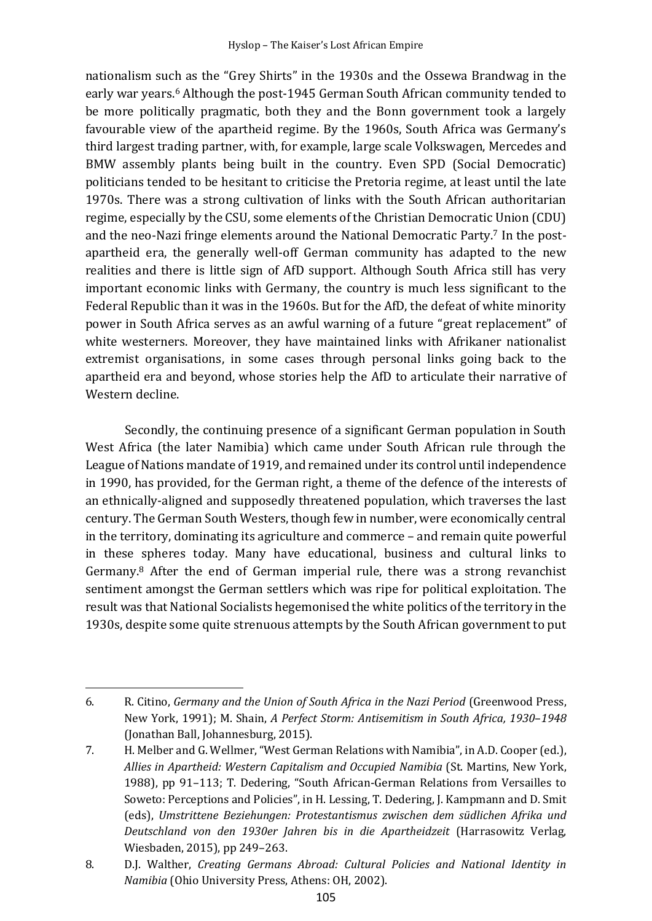nationalism such as the "Grey Shirts" in the 1930s and the Ossewa Brandwag in the early war years.[6] Although the post-1945 German South African community tended to be more politically pragmatic, both they and the Bonn government took a largely favourable view of the apartheid regime. By the 1960s, South Africa was Germany's third largest trading partner, with, for example, large scale Volkswagen, Mercedes and BMW assembly plants being built in the country. Even SPD (Social Democratic) politicians tended to be hesitant to criticise the Pretoria regime, at least until the late 1970s. There was a strong cultivation of links with the South African authoritarian regime, especially by the CSU, some elements of the Christian Democratic Union (CDU) and the neo-Nazi fringe elements around the National Democratic Party.[7] In the post-apartheid era, the generally well-off German community has adapted to the new realities and there is little sign of AfD support. Although South Africa still has very important economic links with Germany, the country is much less significant to the Federal Republic than it was in the 1960s. But for the AfD, the defeat of white minority power in South Africa serves as an awful warning of a future "great replacement" of white westerners. Moreover, they have maintained links with Afrikaner nationalist extremist organisations, in some cases through personal links going back to the apartheid era and beyond, whose stories help the AfD to articulate their narrative of Western decline.

Secondly, the continuing presence of a significant German population in South West Africa (the later Namibia) which came under South African rule through the League of Nations mandate of 1919, and remained under its control until independence in 1990, has provided, for the German right, a theme of the defence of the interests of an ethnically-aligned and supposedly threatened population, which traverses the last century. The German South Westers, though few in number, were economically central in the territory, dominating its agriculture and commerce – and remain quite powerful in these spheres today. Many have educational, business and cultural links to Germany.[8] After the end of German imperial rule, there was a strong revanchist sentiment amongst the German settlers which was ripe for political exploitation. The result was that National Socialists hegemonised the white politics of the territory in the 1930s, despite some quite strenuous attempts by the South African government to put

---

6. R. Citino, *Germany and the Union of South Africa in the Nazi Period* (Greenwood Press, New York, 1991); M. Shain, *A Perfect Storm: Antisemitism in South Africa, 1930–1948* (Jonathan Ball, Johannesburg, 2015).

7. H. Melber and G. Wellmer, "West German Relations with Namibia", in A.D. Cooper (ed.), *Allies in Apartheid: Western Capitalism and Occupied Namibia* (St. Martins, New York, 1988), pp 91–113; T. Dedering, "South African-German Relations from Versailles to Soweto: Perceptions and Policies", in H. Lessing, T. Dedering, J. Kampmann and D. Smit (eds), *Umstrittene Beziehungen: Protestantismus zwischen dem südlichen Afrika und Deutschland von den 1930er Jahren bis in die Apartheidzeit* (Harrasowitz Verlag, Wiesbaden, 2015), pp 249–263.

8. D.J. Walther, *Creating Germans Abroad: Cultural Policies and National Identity in Namibia* (Ohio University Press, Athens: OH, 2002).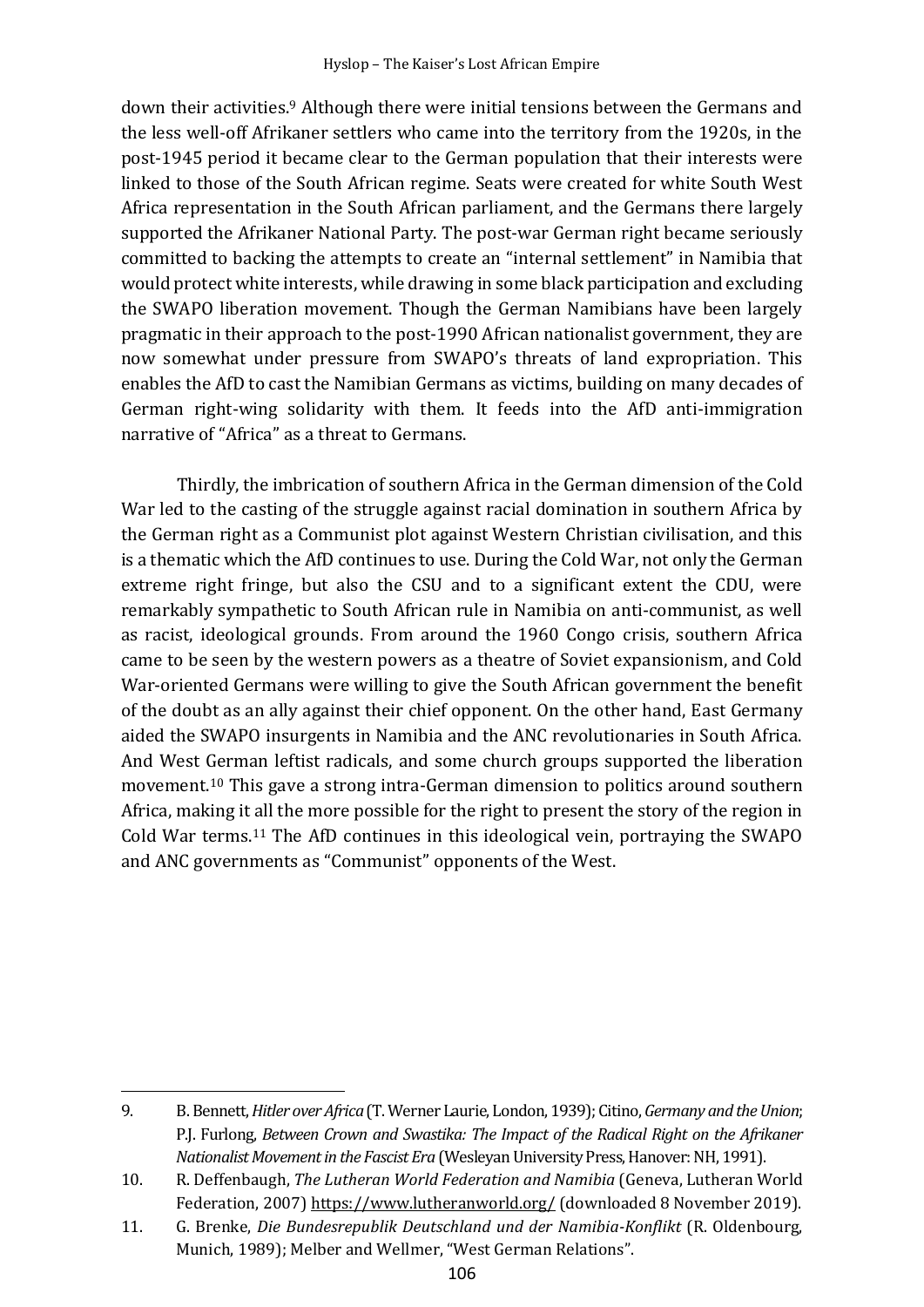down their activities.[9] Although there were initial tensions between the Germans and the less well-off Afrikaner settlers who came into the territory from the 1920s, in the post-1945 period it became clear to the German population that their interests were linked to those of the South African regime. Seats were created for white South West Africa representation in the South African parliament, and the Germans there largely supported the Afrikaner National Party. The post-war German right became seriously committed to backing the attempts to create an "internal settlement" in Namibia that would protect white interests, while drawing in some black participation and excluding the SWAPO liberation movement. Though the German Namibians have been largely pragmatic in their approach to the post-1990 African nationalist government, they are now somewhat under pressure from SWAPO's threats of land expropriation. This enables the AfD to cast the Namibian Germans as victims, building on many decades of German right-wing solidarity with them. It feeds into the AfD anti-immigration narrative of "Africa" as a threat to Germans.

Thirdly, the imbrication of southern Africa in the German dimension of the Cold War led to the casting of the struggle against racial domination in southern Africa by the German right as a Communist plot against Western Christian civilisation, and this is a thematic which the AfD continues to use. During the Cold War, not only the German extreme right fringe, but also the CSU and to a significant extent the CDU, were remarkably sympathetic to South African rule in Namibia on anti-communist, as well as racist, ideological grounds. From around the 1960 Congo crisis, southern Africa came to be seen by the western powers as a theatre of Soviet expansionism, and Cold War-oriented Germans were willing to give the South African government the benefit of the doubt as an ally against their chief opponent. On the other hand, East Germany aided the SWAPO insurgents in Namibia and the ANC revolutionaries in South Africa. And West German leftist radicals, and some church groups supported the liberation movement.[10] This gave a strong intra-German dimension to politics around southern Africa, making it all the more possible for the right to present the story of the region in Cold War terms.[11] The AfD continues in this ideological vein, portraying the SWAPO and ANC governments as "Communist" opponents of the West.

---

9. B. Bennett, *Hitler over Africa* (T. Werner Laurie, London, 1939); Citino, *Germany and the Union*; P.J. Furlong, *Between Crown and Swastika: The Impact of the Radical Right on the Afrikaner Nationalist Movement in the Fascist Era* (Wesleyan University Press, Hanover: NH, 1991).
10. R. Deffenbaugh, *The Lutheran World Federation and Namibia* (Geneva, Lutheran World Federation, 2007) https://www.lutheranworld.org/ (downloaded 8 November 2019).
11. G. Brenke, *Die Bundesrepublik Deutschland und der Namibia-Konflikt* (R. Oldenbourg, Munich, 1989); Melber and Wellmer, "West German Relations".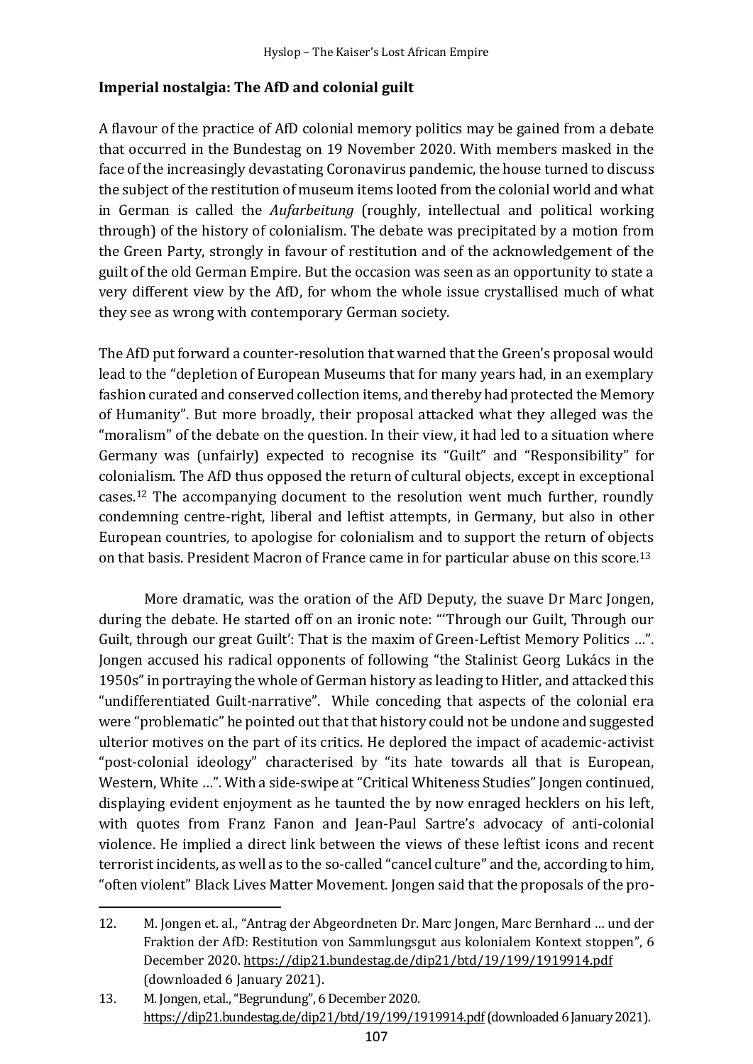### Imperial nostalgia: The AfD and colonial guilt

A flavour of the practice of AfD colonial memory politics may be gained from a debate that occurred in the Bundestag on 19 November 2020. With members masked in the face of the increasingly devastating Coronavirus pandemic, the house turned to discuss the subject of the restitution of museum items looted from the colonial world and what in German is called the *Aufarbeitung* (roughly, intellectual and political working through) of the history of colonialism. The debate was precipitated by a motion from the Green Party, strongly in favour of restitution and of the acknowledgement of the guilt of the old German Empire. But the occasion was seen as an opportunity to state a very different view by the AfD, for whom the whole issue crystallised much of what they see as wrong with contemporary German society.

The AfD put forward a counter-resolution that warned that the Green's proposal would lead to the "depletion of European Museums that for many years had, in an exemplary fashion curated and conserved collection items, and thereby had protected the Memory of Humanity". But more broadly, their proposal attacked what they alleged was the "moralism" of the debate on the question. In their view, it had led to a situation where Germany was (unfairly) expected to recognise its "Guilt" and "Responsibility" for colonialism. The AfD thus opposed the return of cultural objects, except in exceptional cases.[12] The accompanying document to the resolution went much further, roundly condemning centre-right, liberal and leftist attempts, in Germany, but also in other European countries, to apologise for colonialism and to support the return of objects on that basis. President Macron of France came in for particular abuse on this score.[13]

More dramatic, was the oration of the AfD Deputy, the suave Dr Marc Jongen, during the debate. He started off on an ironic note: "'Through our Guilt, Through our Guilt, through our great Guilt': That is the maxim of Green-Leftist Memory Politics …". Jongen accused his radical opponents of following "the Stalinist Georg Lukács in the 1950s" in portraying the whole of German history as leading to Hitler, and attacked this "undifferentiated Guilt-narrative". While conceding that aspects of the colonial era were "problematic" he pointed out that that history could not be undone and suggested ulterior motives on the part of its critics. He deplored the impact of academic-activist "post-colonial ideology" characterised by "its hate towards all that is European, Western, White …". With a side-swipe at "Critical Whiteness Studies" Jongen continued, displaying evident enjoyment as he taunted the by now enraged hecklers on his left, with quotes from Franz Fanon and Jean-Paul Sartre's advocacy of anti-colonial violence. He implied a direct link between the views of these leftist icons and recent terrorist incidents, as well as to the so-called "cancel culture" and the, according to him, "often violent" Black Lives Matter Movement. Jongen said that the proposals of the pro-

---

12. M. Jongen et. al., "Antrag der Abgeordneten Dr. Marc Jongen, Marc Bernhard … und der Fraktion der AfD: Restitution von Sammlungsgut aus kolonialem Kontext stoppen", 6 December 2020. https://dip21.bundestag.de/dip21/btd/19/199/1919914.pdf (downloaded 6 January 2021).
13. M. Jongen, et.al., "Begrundung", 6 December 2020. https://dip21.bundestag.de/dip21/btd/19/199/1919914.pdf (downloaded 6 January 2021).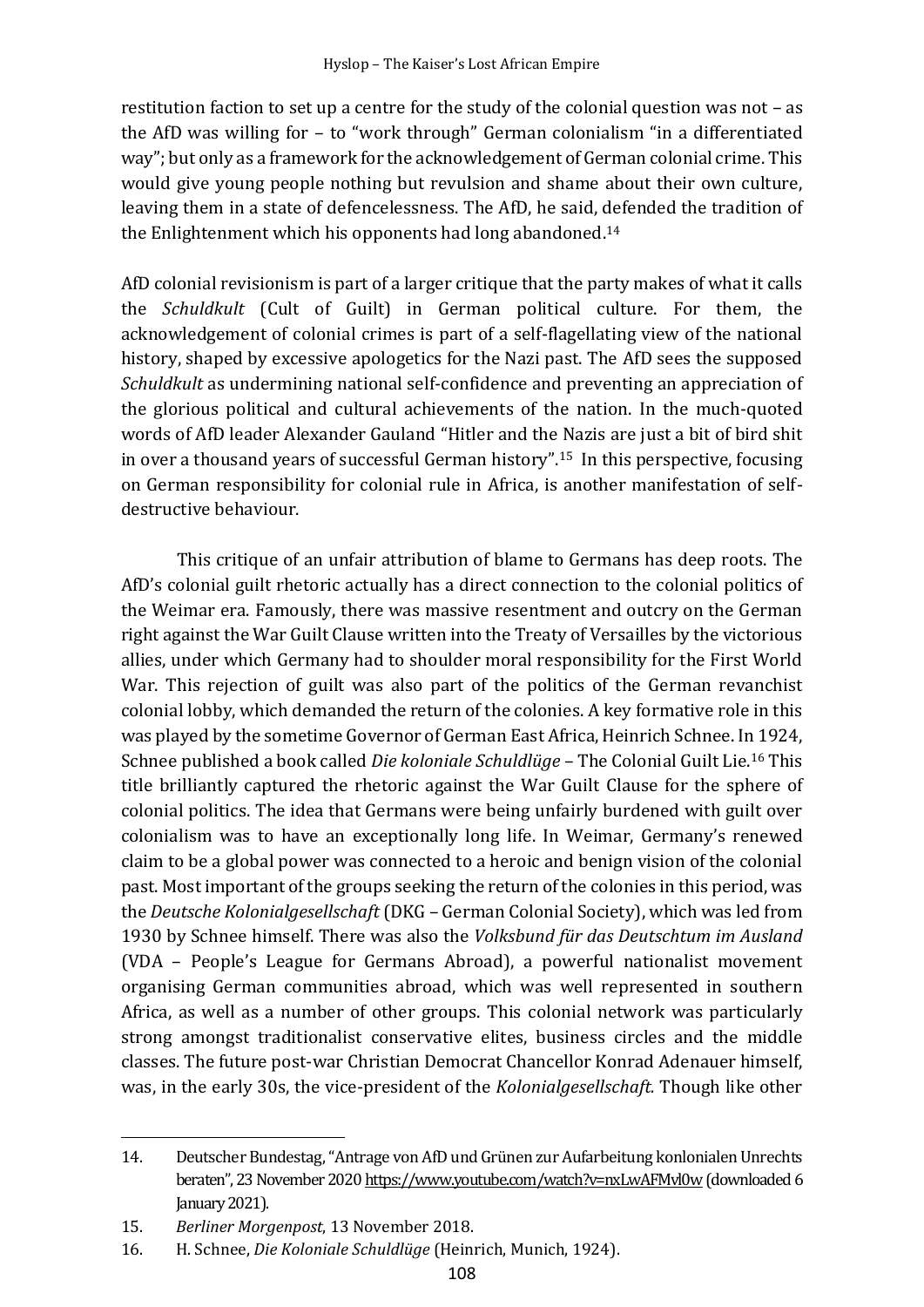restitution faction to set up a centre for the study of the colonial question was not – as the AfD was willing for – to "work through" German colonialism "in a differentiated way"; but only as a framework for the acknowledgement of German colonial crime. This would give young people nothing but revulsion and shame about their own culture, leaving them in a state of defencelessness. The AfD, he said, defended the tradition of the Enlightenment which his opponents had long abandoned.[14]

AfD colonial revisionism is part of a larger critique that the party makes of what it calls the *Schuldkult* (Cult of Guilt) in German political culture. For them, the acknowledgement of colonial crimes is part of a self-flagellating view of the national history, shaped by excessive apologetics for the Nazi past. The AfD sees the supposed *Schuldkult* as undermining national self-confidence and preventing an appreciation of the glorious political and cultural achievements of the nation. In the much-quoted words of AfD leader Alexander Gauland "Hitler and the Nazis are just a bit of bird shit in over a thousand years of successful German history".[15] In this perspective, focusing on German responsibility for colonial rule in Africa, is another manifestation of self-destructive behaviour.

This critique of an unfair attribution of blame to Germans has deep roots. The AfD's colonial guilt rhetoric actually has a direct connection to the colonial politics of the Weimar era. Famously, there was massive resentment and outcry on the German right against the War Guilt Clause written into the Treaty of Versailles by the victorious allies, under which Germany had to shoulder moral responsibility for the First World War. This rejection of guilt was also part of the politics of the German revanchist colonial lobby, which demanded the return of the colonies. A key formative role in this was played by the sometime Governor of German East Africa, Heinrich Schnee. In 1924, Schnee published a book called *Die koloniale Schuldlüge* – The Colonial Guilt Lie.[16] This title brilliantly captured the rhetoric against the War Guilt Clause for the sphere of colonial politics. The idea that Germans were being unfairly burdened with guilt over colonialism was to have an exceptionally long life. In Weimar, Germany's renewed claim to be a global power was connected to a heroic and benign vision of the colonial past. Most important of the groups seeking the return of the colonies in this period, was the *Deutsche Kolonialgesellschaft* (DKG – German Colonial Society), which was led from 1930 by Schnee himself. There was also the *Volksbund für das Deutschtum im Ausland* (VDA – People's League for Germans Abroad), a powerful nationalist movement organising German communities abroad, which was well represented in southern Africa, as well as a number of other groups. This colonial network was particularly strong amongst traditionalist conservative elites, business circles and the middle classes. The future post-war Christian Democrat Chancellor Konrad Adenauer himself, was, in the early 30s, the vice-president of the *Kolonialgesellschaft.* Though like other

---

14. Deutscher Bundestag, "Antrage von AfD und Grünen zur Aufarbeitung konlonialen Unrechts beraten", 23 November 2020 https://www.youtube.com/watch?v=nxLwAFMvl0w (downloaded 6 January 2021).
15. *Berliner Morgenpost*, 13 November 2018.
16. H. Schnee, *Die Koloniale Schuldlüge* (Heinrich, Munich, 1924).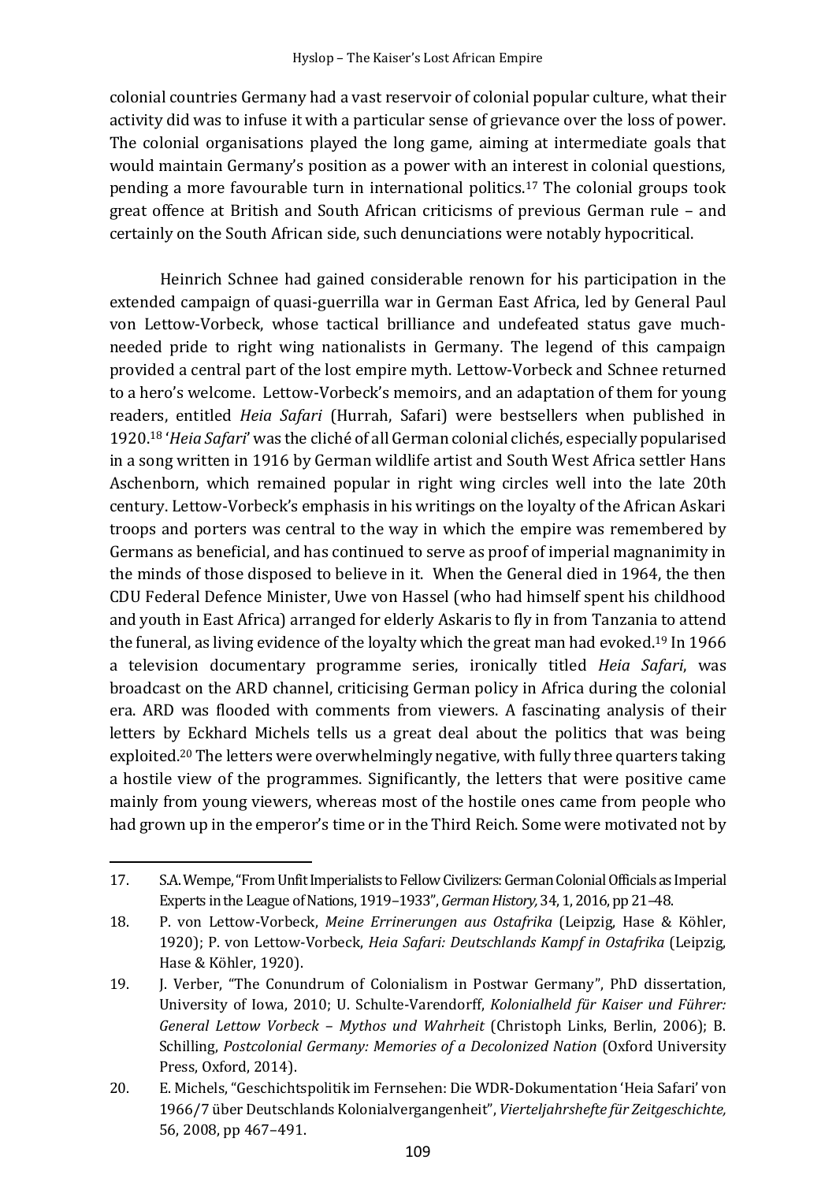colonial countries Germany had a vast reservoir of colonial popular culture, what their activity did was to infuse it with a particular sense of grievance over the loss of power. The colonial organisations played the long game, aiming at intermediate goals that would maintain Germany's position as a power with an interest in colonial questions, pending a more favourable turn in international politics.[17] The colonial groups took great offence at British and South African criticisms of previous German rule – and certainly on the South African side, such denunciations were notably hypocritical.

Heinrich Schnee had gained considerable renown for his participation in the extended campaign of quasi-guerrilla war in German East Africa, led by General Paul von Lettow-Vorbeck, whose tactical brilliance and undefeated status gave much-needed pride to right wing nationalists in Germany. The legend of this campaign provided a central part of the lost empire myth. Lettow-Vorbeck and Schnee returned to a hero's welcome. Lettow-Vorbeck's memoirs, and an adaptation of them for young readers, entitled *Heia Safari* (Hurrah, Safari) were bestsellers when published in 1920.[18] '*Heia Safari*' was the cliché of all German colonial clichés, especially popularised in a song written in 1916 by German wildlife artist and South West Africa settler Hans Aschenborn, which remained popular in right wing circles well into the late 20th century. Lettow-Vorbeck's emphasis in his writings on the loyalty of the African Askari troops and porters was central to the way in which the empire was remembered by Germans as beneficial, and has continued to serve as proof of imperial magnanimity in the minds of those disposed to believe in it. When the General died in 1964, the then CDU Federal Defence Minister, Uwe von Hassel (who had himself spent his childhood and youth in East Africa) arranged for elderly Askaris to fly in from Tanzania to attend the funeral, as living evidence of the loyalty which the great man had evoked.[19] In 1966 a television documentary programme series, ironically titled *Heia Safari*, was broadcast on the ARD channel, criticising German policy in Africa during the colonial era. ARD was flooded with comments from viewers. A fascinating analysis of their letters by Eckhard Michels tells us a great deal about the politics that was being exploited.[20] The letters were overwhelmingly negative, with fully three quarters taking a hostile view of the programmes. Significantly, the letters that were positive came mainly from young viewers, whereas most of the hostile ones came from people who had grown up in the emperor's time or in the Third Reich. Some were motivated not by

---

17. S.A. Wempe, "From Unfit Imperialists to Fellow Civilizers: German Colonial Officials as Imperial Experts in the League of Nations, 1919–1933", *German History,* 34, 1, 2016, pp 21–48.
18. P. von Lettow-Vorbeck, *Meine Errinerungen aus Ostafrika* (Leipzig, Hase & Köhler, 1920); P. von Lettow-Vorbeck, *Heia Safari: Deutschlands Kampf in Ostafrika* (Leipzig, Hase & Köhler, 1920).
19. J. Verber, "The Conundrum of Colonialism in Postwar Germany", PhD dissertation, University of Iowa, 2010; U. Schulte-Varendorff, *Kolonialheld für Kaiser und Führer: General Lettow Vorbeck – Mythos und Wahrheit* (Christoph Links, Berlin, 2006); B. Schilling, *Postcolonial Germany: Memories of a Decolonized Nation* (Oxford University Press, Oxford, 2014).
20. E. Michels, "Geschichtspolitik im Fernsehen: Die WDR-Dokumentation 'Heia Safari' von 1966/7 über Deutschlands Kolonialvergangenheit", *Vierteljahrshefte für Zeitgeschichte,* 56, 2008, pp 467–491.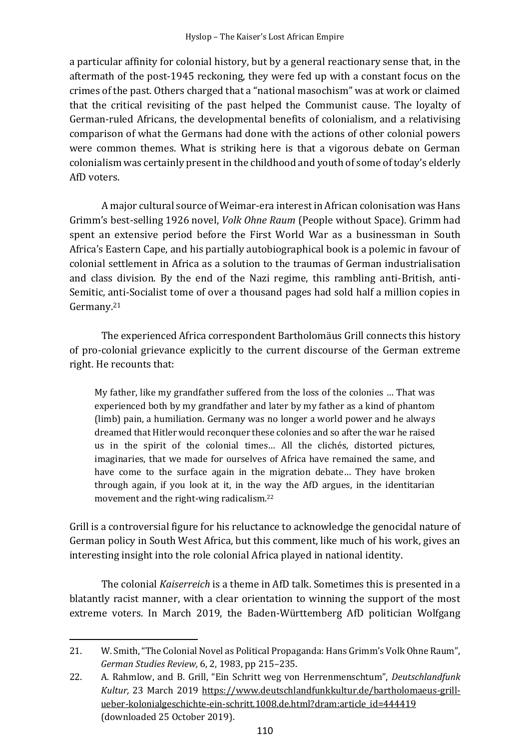a particular affinity for colonial history, but by a general reactionary sense that, in the aftermath of the post-1945 reckoning, they were fed up with a constant focus on the crimes of the past. Others charged that a "national masochism" was at work or claimed that the critical revisiting of the past helped the Communist cause. The loyalty of German-ruled Africans, the developmental benefits of colonialism, and a relativising comparison of what the Germans had done with the actions of other colonial powers were common themes. What is striking here is that a vigorous debate on German colonialism was certainly present in the childhood and youth of some of today's elderly AfD voters.

A major cultural source of Weimar-era interest in African colonisation was Hans Grimm's best-selling 1926 novel, *Volk Ohne Raum* (People without Space). Grimm had spent an extensive period before the First World War as a businessman in South Africa's Eastern Cape, and his partially autobiographical book is a polemic in favour of colonial settlement in Africa as a solution to the traumas of German industrialisation and class division. By the end of the Nazi regime, this rambling anti-British, anti-Semitic, anti-Socialist tome of over a thousand pages had sold half a million copies in Germany.[21]

The experienced Africa correspondent Bartholomäus Grill connects this history of pro-colonial grievance explicitly to the current discourse of the German extreme right. He recounts that:

> My father, like my grandfather suffered from the loss of the colonies … That was experienced both by my grandfather and later by my father as a kind of phantom (limb) pain, a humiliation. Germany was no longer a world power and he always dreamed that Hitler would reconquer these colonies and so after the war he raised us in the spirit of the colonial times… All the clichés, distorted pictures, imaginaries, that we made for ourselves of Africa have remained the same, and have come to the surface again in the migration debate… They have broken through again, if you look at it, in the way the AfD argues, in the identitarian movement and the right-wing radicalism.[22]

Grill is a controversial figure for his reluctance to acknowledge the genocidal nature of German policy in South West Africa, but this comment, like much of his work, gives an interesting insight into the role colonial Africa played in national identity.

The colonial *Kaiserreich* is a theme in AfD talk. Sometimes this is presented in a blatantly racist manner, with a clear orientation to winning the support of the most extreme voters. In March 2019, the Baden-Württemberg AfD politician Wolfgang

---

21. W. Smith, "The Colonial Novel as Political Propaganda: Hans Grimm's Volk Ohne Raum", *German Studies Review,* 6, 2, 1983, pp 215–235.

22. A. Rahmlow, and B. Grill, "Ein Schritt weg von Herrenmenschtum", *Deutschlandfunk Kultur,* 23 March 2019 https://www.deutschlandfunkkultur.de/bartholomaeus-grill-ueber-kolonialgeschichte-ein-schritt.1008.de.html?dram:article_id=444419 (downloaded 25 October 2019).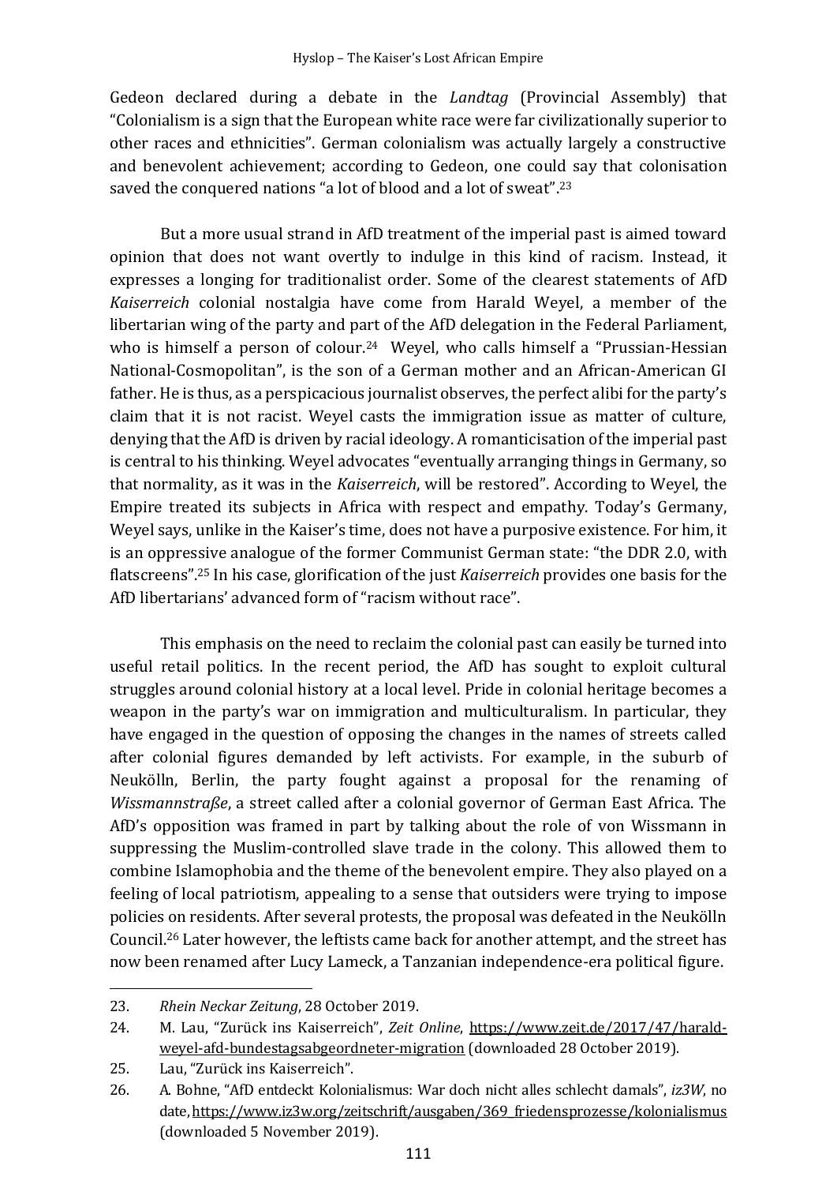Gedeon declared during a debate in the *Landtag* (Provincial Assembly) that "Colonialism is a sign that the European white race were far civilizationally superior to other races and ethnicities". German colonialism was actually largely a constructive and benevolent achievement; according to Gedeon, one could say that colonisation saved the conquered nations "a lot of blood and a lot of sweat".[23]

But a more usual strand in AfD treatment of the imperial past is aimed toward opinion that does not want overtly to indulge in this kind of racism. Instead, it expresses a longing for traditionalist order. Some of the clearest statements of AfD *Kaiserreich* colonial nostalgia have come from Harald Weyel, a member of the libertarian wing of the party and part of the AfD delegation in the Federal Parliament, who is himself a person of colour.[24] Weyel, who calls himself a "Prussian-Hessian National-Cosmopolitan", is the son of a German mother and an African-American GI father. He is thus, as a perspicacious journalist observes, the perfect alibi for the party's claim that it is not racist. Weyel casts the immigration issue as matter of culture, denying that the AfD is driven by racial ideology. A romanticisation of the imperial past is central to his thinking. Weyel advocates "eventually arranging things in Germany, so that normality, as it was in the *Kaiserreich*, will be restored". According to Weyel, the Empire treated its subjects in Africa with respect and empathy. Today's Germany, Weyel says, unlike in the Kaiser's time, does not have a purposive existence. For him, it is an oppressive analogue of the former Communist German state: "the DDR 2.0, with flatscreens".[25] In his case, glorification of the just *Kaiserreich* provides one basis for the AfD libertarians' advanced form of "racism without race".

This emphasis on the need to reclaim the colonial past can easily be turned into useful retail politics. In the recent period, the AfD has sought to exploit cultural struggles around colonial history at a local level. Pride in colonial heritage becomes a weapon in the party's war on immigration and multiculturalism. In particular, they have engaged in the question of opposing the changes in the names of streets called after colonial figures demanded by left activists. For example, in the suburb of Neukölln, Berlin, the party fought against a proposal for the renaming of *Wissmannstraße*, a street called after a colonial governor of German East Africa. The AfD's opposition was framed in part by talking about the role of von Wissmann in suppressing the Muslim-controlled slave trade in the colony. This allowed them to combine Islamophobia and the theme of the benevolent empire. They also played on a feeling of local patriotism, appealing to a sense that outsiders were trying to impose policies on residents. After several protests, the proposal was defeated in the Neukölln Council.[26] Later however, the leftists came back for another attempt, and the street has now been renamed after Lucy Lameck, a Tanzanian independence-era political figure.

---

23. *Rhein Neckar Zeitung*, 28 October 2019.
24. M. Lau, "Zurück ins Kaiserreich", *Zeit Online*, https://www.zeit.de/2017/47/harald-weyel-afd-bundestagsabgeordneter-migration (downloaded 28 October 2019).
25. Lau, "Zurück ins Kaiserreich".
26. A. Bohne, "AfD entdeckt Kolonialismus: War doch nicht alles schlecht damals", *iz3W*, no date, https://www.iz3w.org/zeitschrift/ausgaben/369_friedensprozesse/kolonialismus (downloaded 5 November 2019).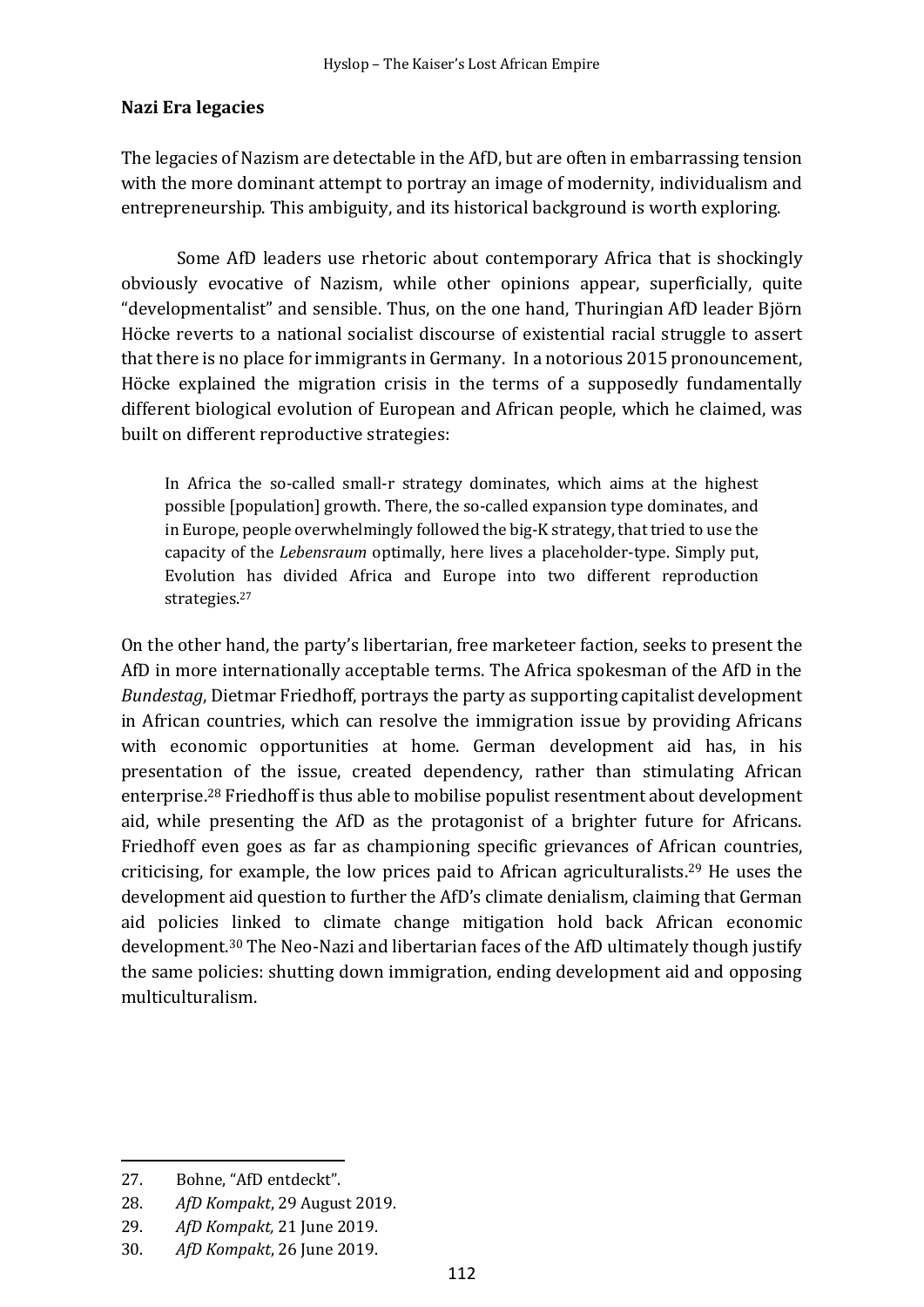**Nazi Era legacies**

The legacies of Nazism are detectable in the AfD, but are often in embarrassing tension with the more dominant attempt to portray an image of modernity, individualism and entrepreneurship. This ambiguity, and its historical background is worth exploring.

Some AfD leaders use rhetoric about contemporary Africa that is shockingly obviously evocative of Nazism, while other opinions appear, superficially, quite "developmentalist" and sensible. Thus, on the one hand, Thuringian AfD leader Björn Höcke reverts to a national socialist discourse of existential racial struggle to assert that there is no place for immigrants in Germany. In a notorious 2015 pronouncement, Höcke explained the migration crisis in the terms of a supposedly fundamentally different biological evolution of European and African people, which he claimed, was built on different reproductive strategies:

> In Africa the so-called small-r strategy dominates, which aims at the highest possible [population] growth. There, the so-called expansion type dominates, and in Europe, people overwhelmingly followed the big-K strategy, that tried to use the capacity of the *Lebensraum* optimally, here lives a placeholder-type. Simply put, Evolution has divided Africa and Europe into two different reproduction strategies.[27]

On the other hand, the party's libertarian, free marketeer faction, seeks to present the AfD in more internationally acceptable terms. The Africa spokesman of the AfD in the *Bundestag*, Dietmar Friedhoff, portrays the party as supporting capitalist development in African countries, which can resolve the immigration issue by providing Africans with economic opportunities at home. German development aid has, in his presentation of the issue, created dependency, rather than stimulating African enterprise.[28] Friedhoff is thus able to mobilise populist resentment about development aid, while presenting the AfD as the protagonist of a brighter future for Africans. Friedhoff even goes as far as championing specific grievances of African countries, criticising, for example, the low prices paid to African agriculturalists.[29] He uses the development aid question to further the AfD's climate denialism, claiming that German aid policies linked to climate change mitigation hold back African economic development.[30] The Neo-Nazi and libertarian faces of the AfD ultimately though justify the same policies: shutting down immigration, ending development aid and opposing multiculturalism.

---

27. Bohne, "AfD entdeckt".
28. *AfD Kompakt*, 29 August 2019.
29. *AfD Kompakt,* 21 June 2019.
30. *AfD Kompakt*, 26 June 2019.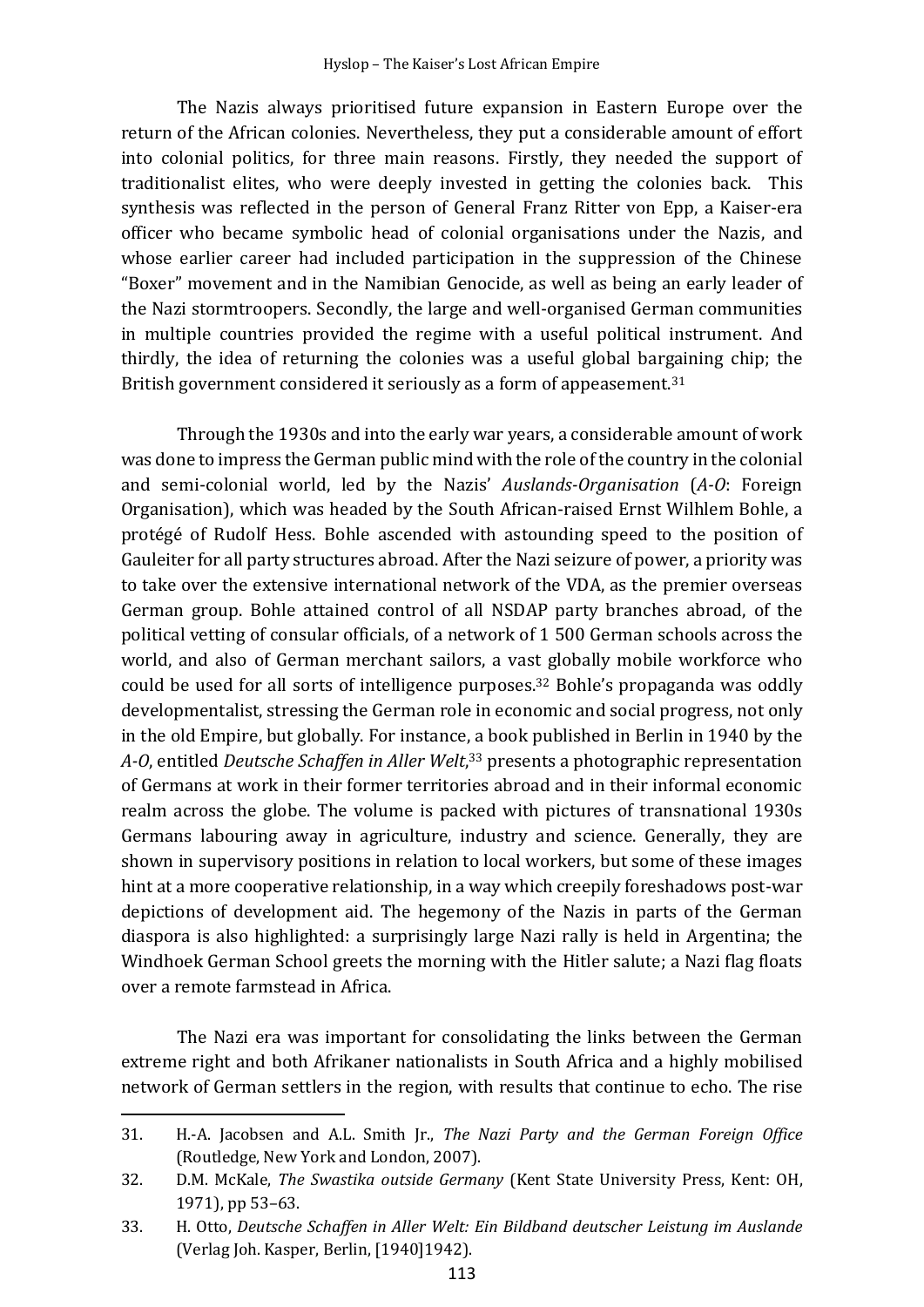The Nazis always prioritised future expansion in Eastern Europe over the return of the African colonies. Nevertheless, they put a considerable amount of effort into colonial politics, for three main reasons. Firstly, they needed the support of traditionalist elites, who were deeply invested in getting the colonies back. This synthesis was reflected in the person of General Franz Ritter von Epp, a Kaiser-era officer who became symbolic head of colonial organisations under the Nazis, and whose earlier career had included participation in the suppression of the Chinese "Boxer" movement and in the Namibian Genocide, as well as being an early leader of the Nazi stormtroopers. Secondly, the large and well-organised German communities in multiple countries provided the regime with a useful political instrument. And thirdly, the idea of returning the colonies was a useful global bargaining chip; the British government considered it seriously as a form of appeasement.[31]

Through the 1930s and into the early war years, a considerable amount of work was done to impress the German public mind with the role of the country in the colonial and semi-colonial world, led by the Nazis' *Auslands-Organisation* (*A-O*: Foreign Organisation), which was headed by the South African-raised Ernst Wilhlem Bohle, a protégé of Rudolf Hess. Bohle ascended with astounding speed to the position of Gauleiter for all party structures abroad. After the Nazi seizure of power, a priority was to take over the extensive international network of the VDA, as the premier overseas German group. Bohle attained control of all NSDAP party branches abroad, of the political vetting of consular officials, of a network of 1 500 German schools across the world, and also of German merchant sailors, a vast globally mobile workforce who could be used for all sorts of intelligence purposes.[32] Bohle's propaganda was oddly developmentalist, stressing the German role in economic and social progress, not only in the old Empire, but globally. For instance, a book published in Berlin in 1940 by the *A-O*, entitled *Deutsche Schaffen in Aller Welt*,[33] presents a photographic representation of Germans at work in their former territories abroad and in their informal economic realm across the globe. The volume is packed with pictures of transnational 1930s Germans labouring away in agriculture, industry and science. Generally, they are shown in supervisory positions in relation to local workers, but some of these images hint at a more cooperative relationship, in a way which creepily foreshadows post-war depictions of development aid. The hegemony of the Nazis in parts of the German diaspora is also highlighted: a surprisingly large Nazi rally is held in Argentina; the Windhoek German School greets the morning with the Hitler salute; a Nazi flag floats over a remote farmstead in Africa.

The Nazi era was important for consolidating the links between the German extreme right and both Afrikaner nationalists in South Africa and a highly mobilised network of German settlers in the region, with results that continue to echo. The rise

---

31. H.-A. Jacobsen and A.L. Smith Jr., *The Nazi Party and the German Foreign Office* (Routledge, New York and London, 2007).
32. D.M. McKale, *The Swastika outside Germany* (Kent State University Press, Kent: OH, 1971), pp 53–63.
33. H. Otto, *Deutsche Schaffen in Aller Welt: Ein Bildband deutscher Leistung im Auslande* (Verlag Joh. Kasper, Berlin, [1940]1942).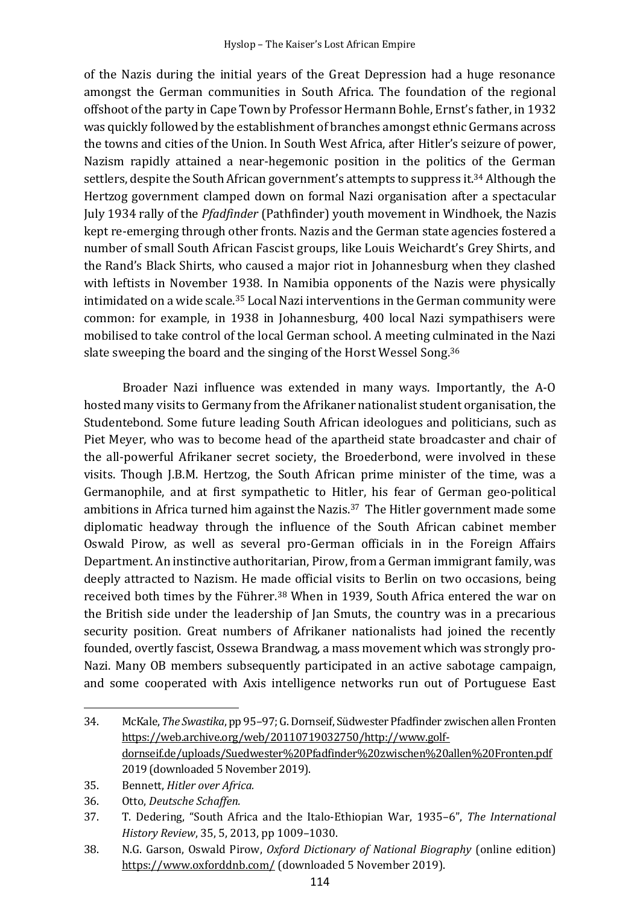of the Nazis during the initial years of the Great Depression had a huge resonance amongst the German communities in South Africa. The foundation of the regional offshoot of the party in Cape Town by Professor Hermann Bohle, Ernst's father, in 1932 was quickly followed by the establishment of branches amongst ethnic Germans across the towns and cities of the Union. In South West Africa, after Hitler's seizure of power, Nazism rapidly attained a near-hegemonic position in the politics of the German settlers, despite the South African government's attempts to suppress it.[34] Although the Hertzog government clamped down on formal Nazi organisation after a spectacular July 1934 rally of the *Pfadfinder* (Pathfinder) youth movement in Windhoek, the Nazis kept re-emerging through other fronts. Nazis and the German state agencies fostered a number of small South African Fascist groups, like Louis Weichardt's Grey Shirts, and the Rand's Black Shirts, who caused a major riot in Johannesburg when they clashed with leftists in November 1938. In Namibia opponents of the Nazis were physically intimidated on a wide scale.[35] Local Nazi interventions in the German community were common: for example, in 1938 in Johannesburg, 400 local Nazi sympathisers were mobilised to take control of the local German school. A meeting culminated in the Nazi slate sweeping the board and the singing of the Horst Wessel Song.[36]

Broader Nazi influence was extended in many ways. Importantly, the A-O hosted many visits to Germany from the Afrikaner nationalist student organisation, the Studentebond. Some future leading South African ideologues and politicians, such as Piet Meyer, who was to become head of the apartheid state broadcaster and chair of the all-powerful Afrikaner secret society, the Broederbond, were involved in these visits. Though J.B.M. Hertzog, the South African prime minister of the time, was a Germanophile, and at first sympathetic to Hitler, his fear of German geo-political ambitions in Africa turned him against the Nazis.[37] The Hitler government made some diplomatic headway through the influence of the South African cabinet member Oswald Pirow, as well as several pro-German officials in in the Foreign Affairs Department. An instinctive authoritarian, Pirow, from a German immigrant family, was deeply attracted to Nazism. He made official visits to Berlin on two occasions, being received both times by the Führer.[38] When in 1939, South Africa entered the war on the British side under the leadership of Jan Smuts, the country was in a precarious security position. Great numbers of Afrikaner nationalists had joined the recently founded, overtly fascist, Ossewa Brandwag, a mass movement which was strongly pro-Nazi. Many OB members subsequently participated in an active sabotage campaign, and some cooperated with Axis intelligence networks run out of Portuguese East

---

34. McKale, *The Swastika*, pp 95–97; G. Dornseif, Südwester Pfadfinder zwischen allen Fronten https://web.archive.org/web/20110719032750/http://www.golf-dornseif.de/uploads/Suedwester%20Pfadfinder%20zwischen%20allen%20Fronten.pdf 2019 (downloaded 5 November 2019).
35. Bennett, *Hitler over Africa*.
36. Otto, *Deutsche Schaffen*.
37. T. Dedering, "South Africa and the Italo-Ethiopian War, 1935–6", *The International History Review*, 35, 5, 2013, pp 1009–1030.
38. N.G. Garson, Oswald Pirow, *Oxford Dictionary of National Biography* (online edition) https://www.oxforddnb.com/ (downloaded 5 November 2019).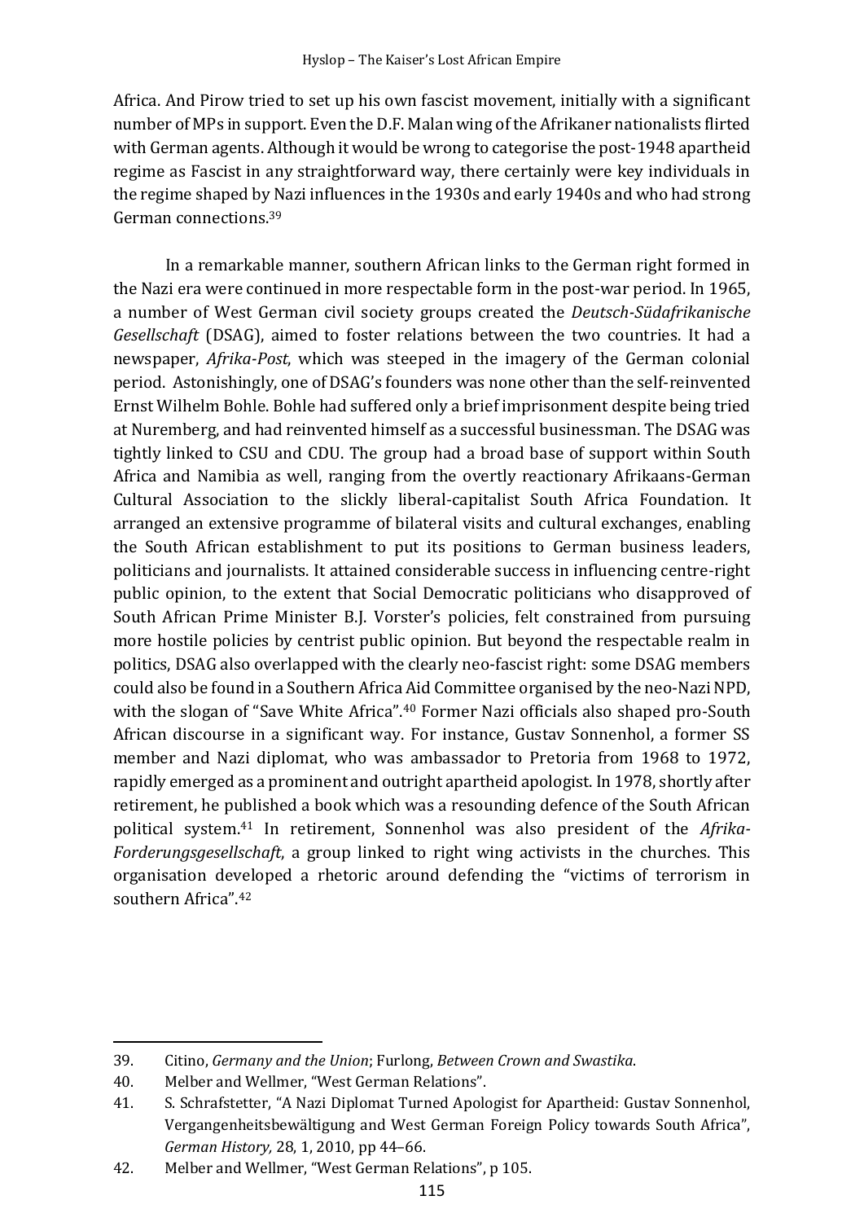Africa. And Pirow tried to set up his own fascist movement, initially with a significant number of MPs in support. Even the D.F. Malan wing of the Afrikaner nationalists flirted with German agents. Although it would be wrong to categorise the post-1948 apartheid regime as Fascist in any straightforward way, there certainly were key individuals in the regime shaped by Nazi influences in the 1930s and early 1940s and who had strong German connections.[39]

In a remarkable manner, southern African links to the German right formed in the Nazi era were continued in more respectable form in the post-war period. In 1965, a number of West German civil society groups created the *Deutsch-Südafrikanische Gesellschaft* (DSAG), aimed to foster relations between the two countries. It had a newspaper, *Afrika-Post*, which was steeped in the imagery of the German colonial period. Astonishingly, one of DSAG's founders was none other than the self-reinvented Ernst Wilhelm Bohle. Bohle had suffered only a brief imprisonment despite being tried at Nuremberg, and had reinvented himself as a successful businessman. The DSAG was tightly linked to CSU and CDU. The group had a broad base of support within South Africa and Namibia as well, ranging from the overtly reactionary Afrikaans-German Cultural Association to the slickly liberal-capitalist South Africa Foundation. It arranged an extensive programme of bilateral visits and cultural exchanges, enabling the South African establishment to put its positions to German business leaders, politicians and journalists. It attained considerable success in influencing centre-right public opinion, to the extent that Social Democratic politicians who disapproved of South African Prime Minister B.J. Vorster's policies, felt constrained from pursuing more hostile policies by centrist public opinion. But beyond the respectable realm in politics, DSAG also overlapped with the clearly neo-fascist right: some DSAG members could also be found in a Southern Africa Aid Committee organised by the neo-Nazi NPD, with the slogan of "Save White Africa".[40] Former Nazi officials also shaped pro-South African discourse in a significant way. For instance, Gustav Sonnenhol, a former SS member and Nazi diplomat, who was ambassador to Pretoria from 1968 to 1972, rapidly emerged as a prominent and outright apartheid apologist. In 1978, shortly after retirement, he published a book which was a resounding defence of the South African political system.[41] In retirement, Sonnenhol was also president of the *Afrika-Forderungsgesellschaft*, a group linked to right wing activists in the churches. This organisation developed a rhetoric around defending the "victims of terrorism in southern Africa".[42]

---

39. Citino, *Germany and the Union*; Furlong, *Between Crown and Swastika*.
40. Melber and Wellmer, "West German Relations".
41. S. Schrafstetter, "A Nazi Diplomat Turned Apologist for Apartheid: Gustav Sonnenhol, Vergangenheitsbewältigung and West German Foreign Policy towards South Africa", *German History,* 28, 1, 2010, pp 44–66.
42. Melber and Wellmer, "West German Relations", p 105.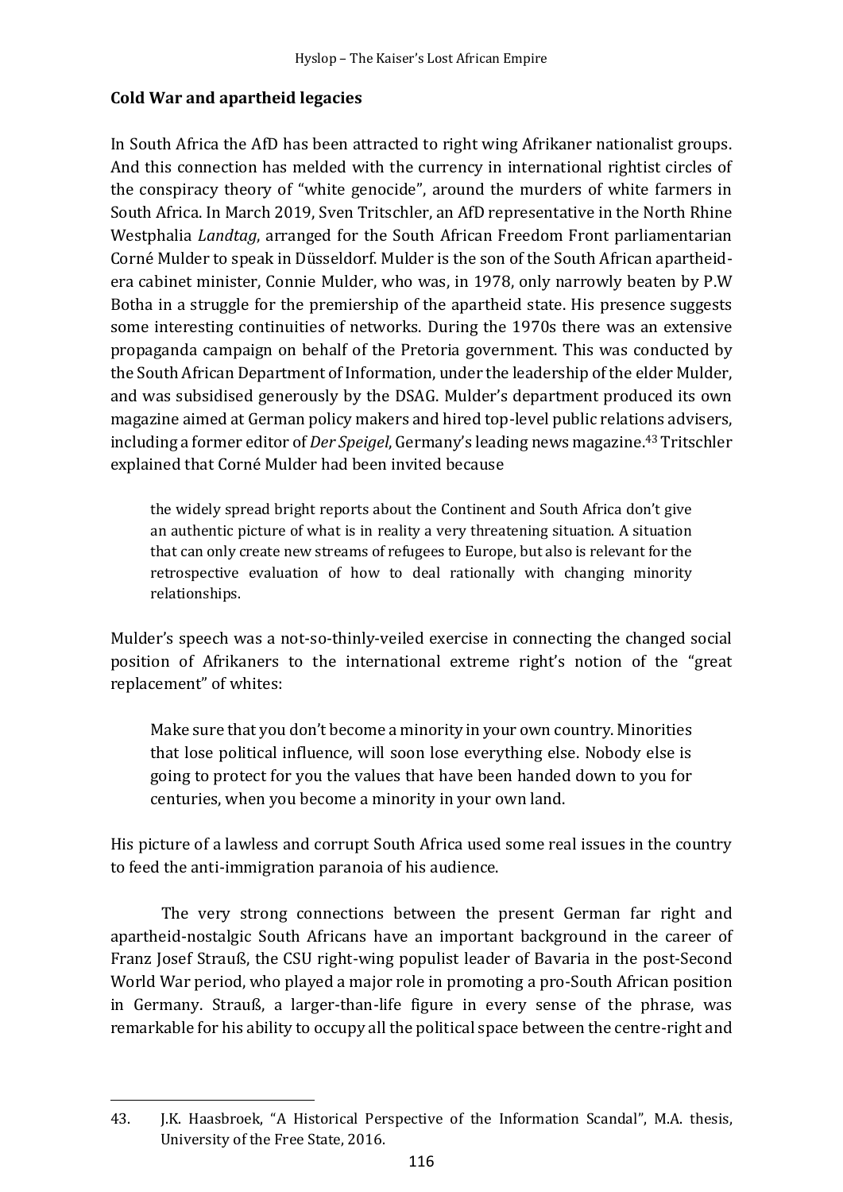**Cold War and apartheid legacies**

In South Africa the AfD has been attracted to right wing Afrikaner nationalist groups. And this connection has melded with the currency in international rightist circles of the conspiracy theory of "white genocide", around the murders of white farmers in South Africa. In March 2019, Sven Tritschler, an AfD representative in the North Rhine Westphalia *Landtag*, arranged for the South African Freedom Front parliamentarian Corné Mulder to speak in Düsseldorf. Mulder is the son of the South African apartheid-era cabinet minister, Connie Mulder, who was, in 1978, only narrowly beaten by P.W Botha in a struggle for the premiership of the apartheid state. His presence suggests some interesting continuities of networks. During the 1970s there was an extensive propaganda campaign on behalf of the Pretoria government. This was conducted by the South African Department of Information, under the leadership of the elder Mulder, and was subsidised generously by the DSAG. Mulder's department produced its own magazine aimed at German policy makers and hired top-level public relations advisers, including a former editor of *Der Speigel*, Germany's leading news magazine.[43] Tritschler explained that Corné Mulder had been invited because

> the widely spread bright reports about the Continent and South Africa don't give an authentic picture of what is in reality a very threatening situation. A situation that can only create new streams of refugees to Europe, but also is relevant for the retrospective evaluation of how to deal rationally with changing minority relationships.

Mulder's speech was a not-so-thinly-veiled exercise in connecting the changed social position of Afrikaners to the international extreme right's notion of the "great replacement" of whites:

> Make sure that you don't become a minority in your own country. Minorities that lose political influence, will soon lose everything else. Nobody else is going to protect for you the values that have been handed down to you for centuries, when you become a minority in your own land.

His picture of a lawless and corrupt South Africa used some real issues in the country to feed the anti-immigration paranoia of his audience.

The very strong connections between the present German far right and apartheid-nostalgic South Africans have an important background in the career of Franz Josef Strauß, the CSU right-wing populist leader of Bavaria in the post-Second World War period, who played a major role in promoting a pro-South African position in Germany. Strauß, a larger-than-life figure in every sense of the phrase, was remarkable for his ability to occupy all the political space between the centre-right and

---

43. J.K. Haasbroek, "A Historical Perspective of the Information Scandal", M.A. thesis, University of the Free State, 2016.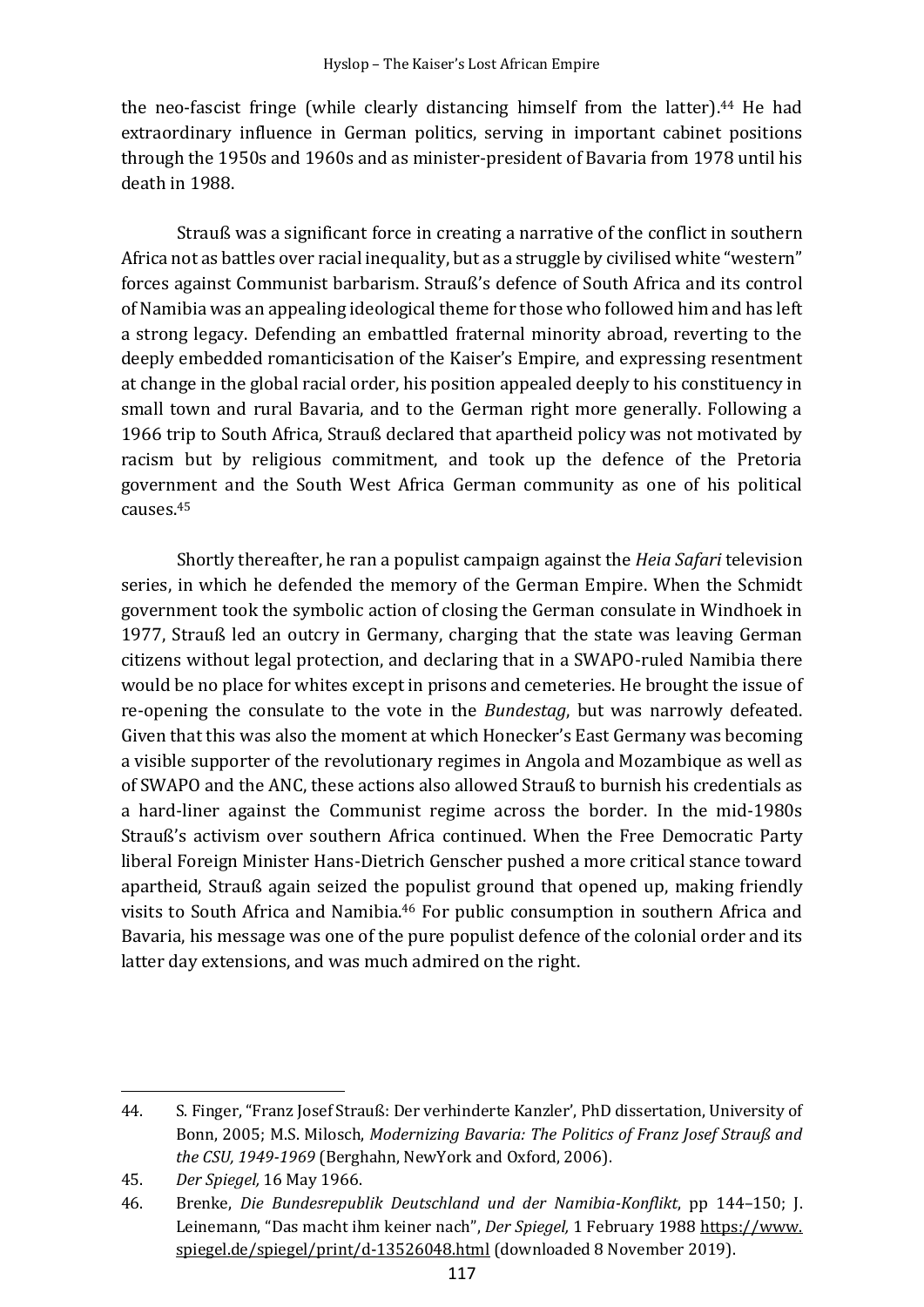the neo-fascist fringe (while clearly distancing himself from the latter).[44] He had extraordinary influence in German politics, serving in important cabinet positions through the 1950s and 1960s and as minister-president of Bavaria from 1978 until his death in 1988.

Strauß was a significant force in creating a narrative of the conflict in southern Africa not as battles over racial inequality, but as a struggle by civilised white "western" forces against Communist barbarism. Strauß's defence of South Africa and its control of Namibia was an appealing ideological theme for those who followed him and has left a strong legacy. Defending an embattled fraternal minority abroad, reverting to the deeply embedded romanticisation of the Kaiser's Empire, and expressing resentment at change in the global racial order, his position appealed deeply to his constituency in small town and rural Bavaria, and to the German right more generally. Following a 1966 trip to South Africa, Strauß declared that apartheid policy was not motivated by racism but by religious commitment, and took up the defence of the Pretoria government and the South West Africa German community as one of his political causes.[45]

Shortly thereafter, he ran a populist campaign against the *Heia Safari* television series, in which he defended the memory of the German Empire. When the Schmidt government took the symbolic action of closing the German consulate in Windhoek in 1977, Strauß led an outcry in Germany, charging that the state was leaving German citizens without legal protection, and declaring that in a SWAPO-ruled Namibia there would be no place for whites except in prisons and cemeteries. He brought the issue of re-opening the consulate to the vote in the *Bundestag*, but was narrowly defeated. Given that this was also the moment at which Honecker's East Germany was becoming a visible supporter of the revolutionary regimes in Angola and Mozambique as well as of SWAPO and the ANC, these actions also allowed Strauß to burnish his credentials as a hard-liner against the Communist regime across the border. In the mid-1980s Strauß's activism over southern Africa continued. When the Free Democratic Party liberal Foreign Minister Hans-Dietrich Genscher pushed a more critical stance toward apartheid, Strauß again seized the populist ground that opened up, making friendly visits to South Africa and Namibia.[46] For public consumption in southern Africa and Bavaria, his message was one of the pure populist defence of the colonial order and its latter day extensions, and was much admired on the right.

---

44. S. Finger, "Franz Josef Strauß: Der verhinderte Kanzler', PhD dissertation, University of Bonn, 2005; M.S. Milosch, *Modernizing Bavaria: The Politics of Franz Josef Strauß and the CSU, 1949-1969* (Berghahn, NewYork and Oxford, 2006).
45. *Der Spiegel,* 16 May 1966.
46. Brenke, *Die Bundesrepublik Deutschland und der Namibia-Konflikt*, pp 144–150; J. Leinemann, "Das macht ihm keiner nach", *Der Spiegel,* 1 February 1988 https://www.spiegel.de/spiegel/print/d-13526048.html (downloaded 8 November 2019).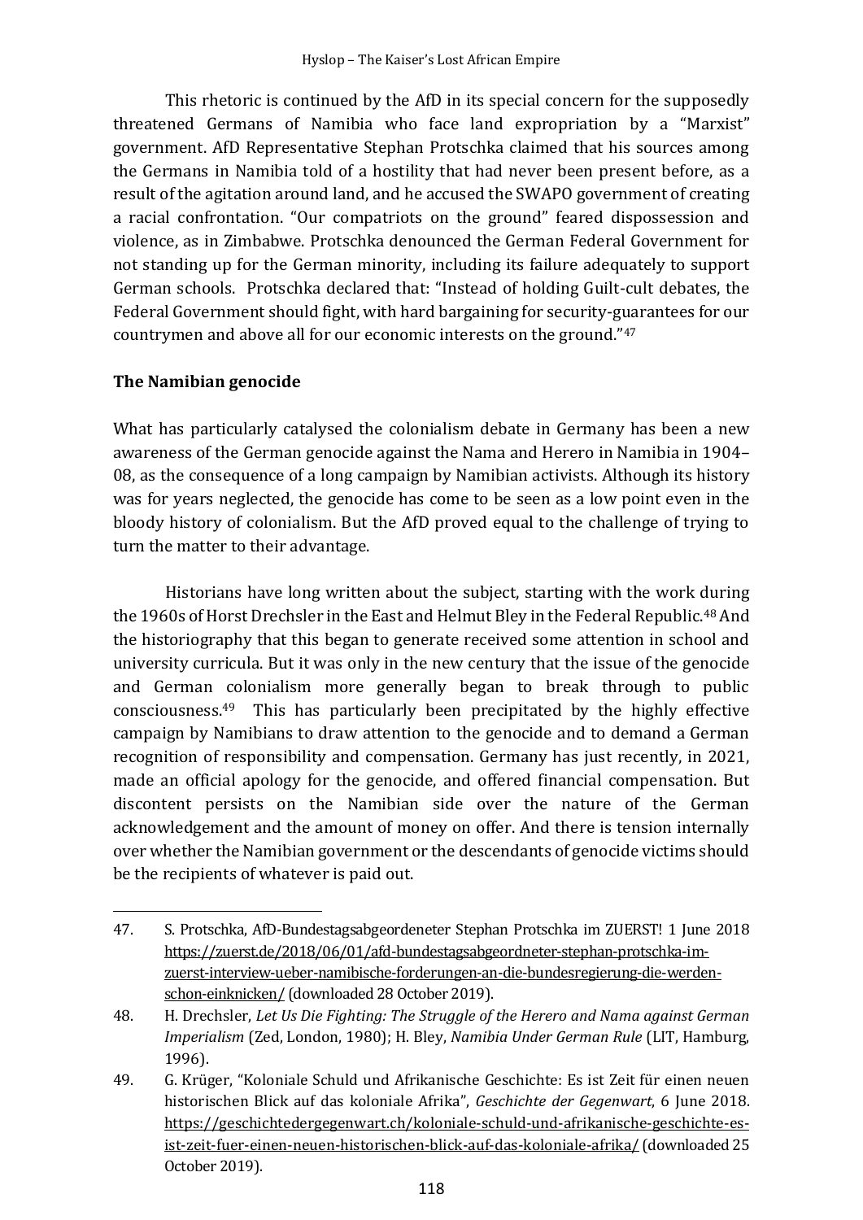This rhetoric is continued by the AfD in its special concern for the supposedly threatened Germans of Namibia who face land expropriation by a "Marxist" government. AfD Representative Stephan Protschka claimed that his sources among the Germans in Namibia told of a hostility that had never been present before, as a result of the agitation around land, and he accused the SWAPO government of creating a racial confrontation. "Our compatriots on the ground" feared dispossession and violence, as in Zimbabwe. Protschka denounced the German Federal Government for not standing up for the German minority, including its failure adequately to support German schools. Protschka declared that: "Instead of holding Guilt-cult debates, the Federal Government should fight, with hard bargaining for security-guarantees for our countrymen and above all for our economic interests on the ground."[47]

## The Namibian genocide

What has particularly catalysed the colonialism debate in Germany has been a new awareness of the German genocide against the Nama and Herero in Namibia in 1904–08, as the consequence of a long campaign by Namibian activists. Although its history was for years neglected, the genocide has come to be seen as a low point even in the bloody history of colonialism. But the AfD proved equal to the challenge of trying to turn the matter to their advantage.

Historians have long written about the subject, starting with the work during the 1960s of Horst Drechsler in the East and Helmut Bley in the Federal Republic.[48] And the historiography that this began to generate received some attention in school and university curricula. But it was only in the new century that the issue of the genocide and German colonialism more generally began to break through to public consciousness.[49] This has particularly been precipitated by the highly effective campaign by Namibians to draw attention to the genocide and to demand a German recognition of responsibility and compensation. Germany has just recently, in 2021, made an official apology for the genocide, and offered financial compensation. But discontent persists on the Namibian side over the nature of the German acknowledgement and the amount of money on offer. And there is tension internally over whether the Namibian government or the descendants of genocide victims should be the recipients of whatever is paid out.

---

47. S. Protschka, AfD-Bundestagsabgeordeneter Stephan Protschka im ZUERST! 1 June 2018 https://zuerst.de/2018/06/01/afd-bundestagsabgeordneter-stephan-protschka-im-zuerst-interview-ueber-namibische-forderungen-an-die-bundesregierung-die-werden-schon-einknicken/ (downloaded 28 October 2019).
48. H. Drechsler, *Let Us Die Fighting: The Struggle of the Herero and Nama against German Imperialism* (Zed, London, 1980); H. Bley, *Namibia Under German Rule* (LIT, Hamburg, 1996).
49. G. Krüger, "Koloniale Schuld und Afrikanische Geschichte: Es ist Zeit für einen neuen historischen Blick auf das koloniale Afrika", *Geschichte der Gegenwart*, 6 June 2018. https://geschichtedergegenwart.ch/koloniale-schuld-und-afrikanische-geschichte-es-ist-zeit-fuer-einen-neuen-historischen-blick-auf-das-koloniale-afrika/ (downloaded 25 October 2019).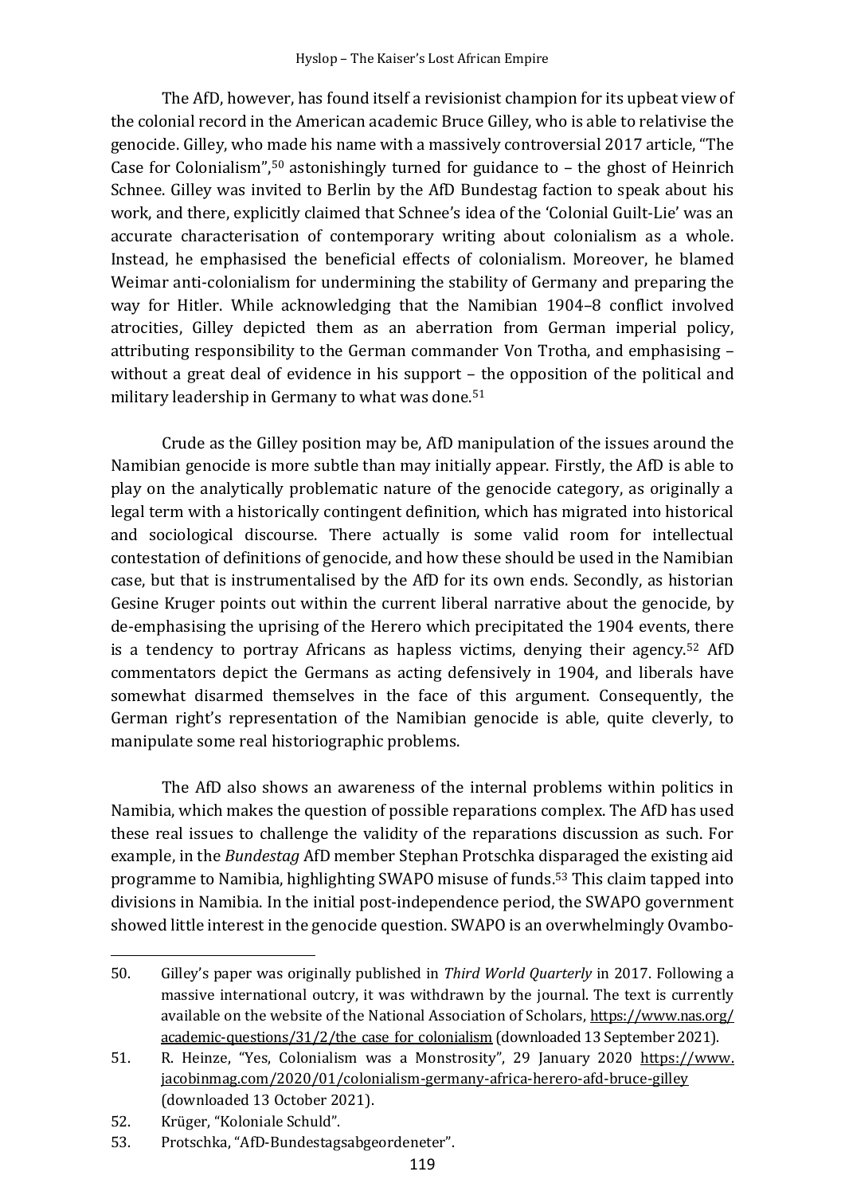The AfD, however, has found itself a revisionist champion for its upbeat view of the colonial record in the American academic Bruce Gilley, who is able to relativise the genocide. Gilley, who made his name with a massively controversial 2017 article, "The Case for Colonialism",[50] astonishingly turned for guidance to – the ghost of Heinrich Schnee. Gilley was invited to Berlin by the AfD Bundestag faction to speak about his work, and there, explicitly claimed that Schnee's idea of the 'Colonial Guilt-Lie' was an accurate characterisation of contemporary writing about colonialism as a whole. Instead, he emphasised the beneficial effects of colonialism. Moreover, he blamed Weimar anti-colonialism for undermining the stability of Germany and preparing the way for Hitler. While acknowledging that the Namibian 1904–8 conflict involved atrocities, Gilley depicted them as an aberration from German imperial policy, attributing responsibility to the German commander Von Trotha, and emphasising – without a great deal of evidence in his support – the opposition of the political and military leadership in Germany to what was done.[51]

Crude as the Gilley position may be, AfD manipulation of the issues around the Namibian genocide is more subtle than may initially appear. Firstly, the AfD is able to play on the analytically problematic nature of the genocide category, as originally a legal term with a historically contingent definition, which has migrated into historical and sociological discourse. There actually is some valid room for intellectual contestation of definitions of genocide, and how these should be used in the Namibian case, but that is instrumentalised by the AfD for its own ends. Secondly, as historian Gesine Kruger points out within the current liberal narrative about the genocide, by de-emphasising the uprising of the Herero which precipitated the 1904 events, there is a tendency to portray Africans as hapless victims, denying their agency.[52] AfD commentators depict the Germans as acting defensively in 1904, and liberals have somewhat disarmed themselves in the face of this argument. Consequently, the German right's representation of the Namibian genocide is able, quite cleverly, to manipulate some real historiographic problems.

The AfD also shows an awareness of the internal problems within politics in Namibia, which makes the question of possible reparations complex. The AfD has used these real issues to challenge the validity of the reparations discussion as such. For example, in the *Bundestag* AfD member Stephan Protschka disparaged the existing aid programme to Namibia, highlighting SWAPO misuse of funds.[53] This claim tapped into divisions in Namibia. In the initial post-independence period, the SWAPO government showed little interest in the genocide question. SWAPO is an overwhelmingly Ovambo-

---

50. Gilley's paper was originally published in *Third World Quarterly* in 2017. Following a massive international outcry, it was withdrawn by the journal. The text is currently available on the website of the National Association of Scholars, https://www.nas.org/academic-questions/31/2/the_case_for_colonialism (downloaded 13 September 2021).
51. R. Heinze, "Yes, Colonialism was a Monstrosity", 29 January 2020 https://www.jacobinmag.com/2020/01/colonialism-germany-africa-herero-afd-bruce-gilley (downloaded 13 October 2021).
52. Krüger, "Koloniale Schuld".
53. Protschka, "AfD-Bundestagsabgeordeneter".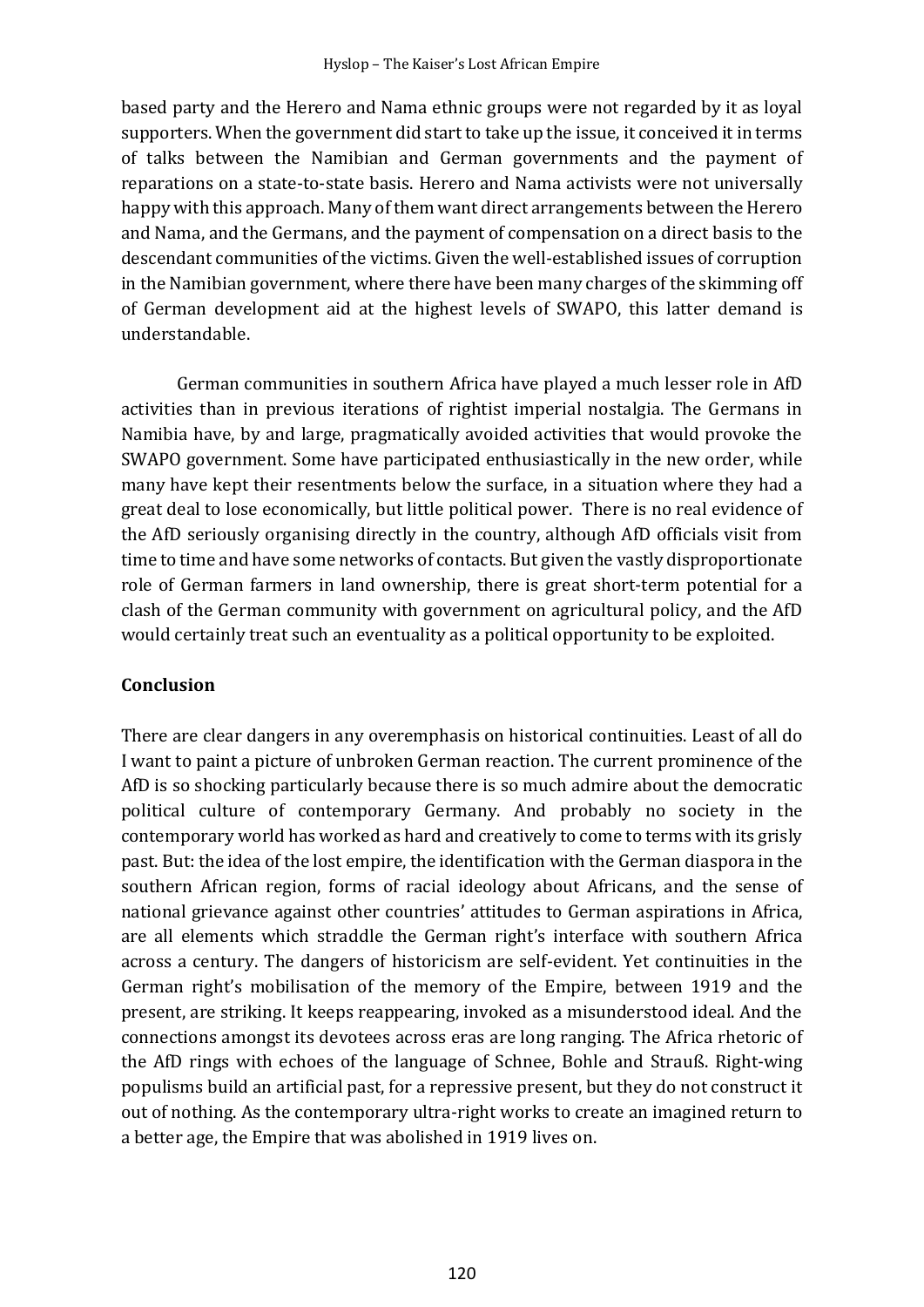based party and the Herero and Nama ethnic groups were not regarded by it as loyal supporters. When the government did start to take up the issue, it conceived it in terms of talks between the Namibian and German governments and the payment of reparations on a state-to-state basis. Herero and Nama activists were not universally happy with this approach. Many of them want direct arrangements between the Herero and Nama, and the Germans, and the payment of compensation on a direct basis to the descendant communities of the victims. Given the well-established issues of corruption in the Namibian government, where there have been many charges of the skimming off of German development aid at the highest levels of SWAPO, this latter demand is understandable.

German communities in southern Africa have played a much lesser role in AfD activities than in previous iterations of rightist imperial nostalgia. The Germans in Namibia have, by and large, pragmatically avoided activities that would provoke the SWAPO government. Some have participated enthusiastically in the new order, while many have kept their resentments below the surface, in a situation where they had a great deal to lose economically, but little political power. There is no real evidence of the AfD seriously organising directly in the country, although AfD officials visit from time to time and have some networks of contacts. But given the vastly disproportionate role of German farmers in land ownership, there is great short-term potential for a clash of the German community with government on agricultural policy, and the AfD would certainly treat such an eventuality as a political opportunity to be exploited.

## Conclusion

There are clear dangers in any overemphasis on historical continuities. Least of all do I want to paint a picture of unbroken German reaction. The current prominence of the AfD is so shocking particularly because there is so much admire about the democratic political culture of contemporary Germany. And probably no society in the contemporary world has worked as hard and creatively to come to terms with its grisly past. But: the idea of the lost empire, the identification with the German diaspora in the southern African region, forms of racial ideology about Africans, and the sense of national grievance against other countries' attitudes to German aspirations in Africa, are all elements which straddle the German right's interface with southern Africa across a century. The dangers of historicism are self-evident. Yet continuities in the German right's mobilisation of the memory of the Empire, between 1919 and the present, are striking. It keeps reappearing, invoked as a misunderstood ideal. And the connections amongst its devotees across eras are long ranging. The Africa rhetoric of the AfD rings with echoes of the language of Schnee, Bohle and Strauß. Right-wing populisms build an artificial past, for a repressive present, but they do not construct it out of nothing. As the contemporary ultra-right works to create an imagined return to a better age, the Empire that was abolished in 1919 lives on.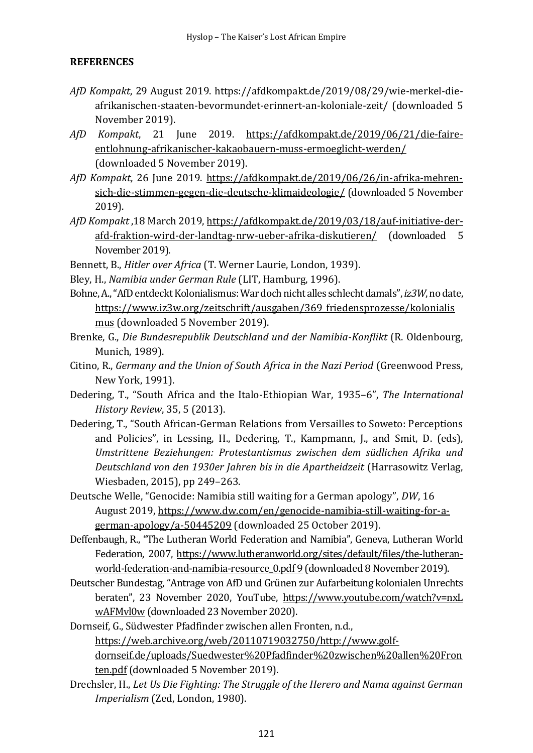**REFERENCES**

*AfD Kompakt*, 29 August 2019. https://afdkompakt.de/2019/08/29/wie-merkel-die-afrikanischen-staaten-bevormundet-erinnert-an-koloniale-zeit/ (downloaded 5 November 2019).

*AfD Kompakt*, 21 June 2019. https://afdkompakt.de/2019/06/21/die-faire-entlohnung-afrikanischer-kakaobauern-muss-ermoeglicht-werden/ (downloaded 5 November 2019).

*AfD Kompakt*, 26 June 2019. https://afdkompakt.de/2019/06/26/in-afrika-mehren-sich-die-stimmen-gegen-die-deutsche-klimaideologie/ (downloaded 5 November 2019).

*AfD Kompakt* ,18 March 2019, https://afdkompakt.de/2019/03/18/auf-initiative-der-afd-fraktion-wird-der-landtag-nrw-ueber-afrika-diskutieren/ (downloaded 5 November 2019).

Bennett, B., *Hitler over Africa* (T. Werner Laurie, London, 1939).

Bley, H., *Namibia under German Rule* (LIT, Hamburg, 1996).

Bohne, A., "AfD entdeckt Kolonialismus: War doch nicht alles schlecht damals", *iz3W*, no date, https://www.iz3w.org/zeitschrift/ausgaben/369_friedensprozesse/kolonialismus (downloaded 5 November 2019).

Brenke, G., *Die Bundesrepublik Deutschland und der Namibia-Konflikt* (R. Oldenbourg, Munich, 1989).

Citino, R., *Germany and the Union of South Africa in the Nazi Period* (Greenwood Press, New York, 1991).

Dedering, T., "South Africa and the Italo-Ethiopian War, 1935–6", *The International History Review*, 35, 5 (2013).

Dedering, T., "South African-German Relations from Versailles to Soweto: Perceptions and Policies", in Lessing, H., Dedering, T., Kampmann, J., and Smit, D. (eds), *Umstrittene Beziehungen: Protestantismus zwischen dem südlichen Afrika und Deutschland von den 1930er Jahren bis in die Apartheidzeit* (Harrasowitz Verlag, Wiesbaden, 2015), pp 249–263.

Deutsche Welle, "Genocide: Namibia still waiting for a German apology", *DW*, 16 August 2019, https://www.dw.com/en/genocide-namibia-still-waiting-for-a-german-apology/a-50445209 (downloaded 25 October 2019).

Deffenbaugh, R., "The Lutheran World Federation and Namibia", Geneva, Lutheran World Federation, 2007, https://www.lutheranworld.org/sites/default/files/the-lutheran-world-federation-and-namibia-resource_0.pdf 9 (downloaded 8 November 2019).

Deutscher Bundestag, "Antrage von AfD und Grünen zur Aufarbeitung kolonialen Unrechts beraten", 23 November 2020, YouTube, https://www.youtube.com/watch?v=nxLwAFMvl0w (downloaded 23 November 2020).

Dornseif, G., Südwester Pfadfinder zwischen allen Fronten, n.d., https://web.archive.org/web/20110719032750/http://www.golf-dornseif.de/uploads/Suedwester%20Pfadfinder%20zwischen%20allen%20Fronten.pdf (downloaded 5 November 2019).

Drechsler, H., *Let Us Die Fighting: The Struggle of the Herero and Nama against German Imperialism* (Zed, London, 1980).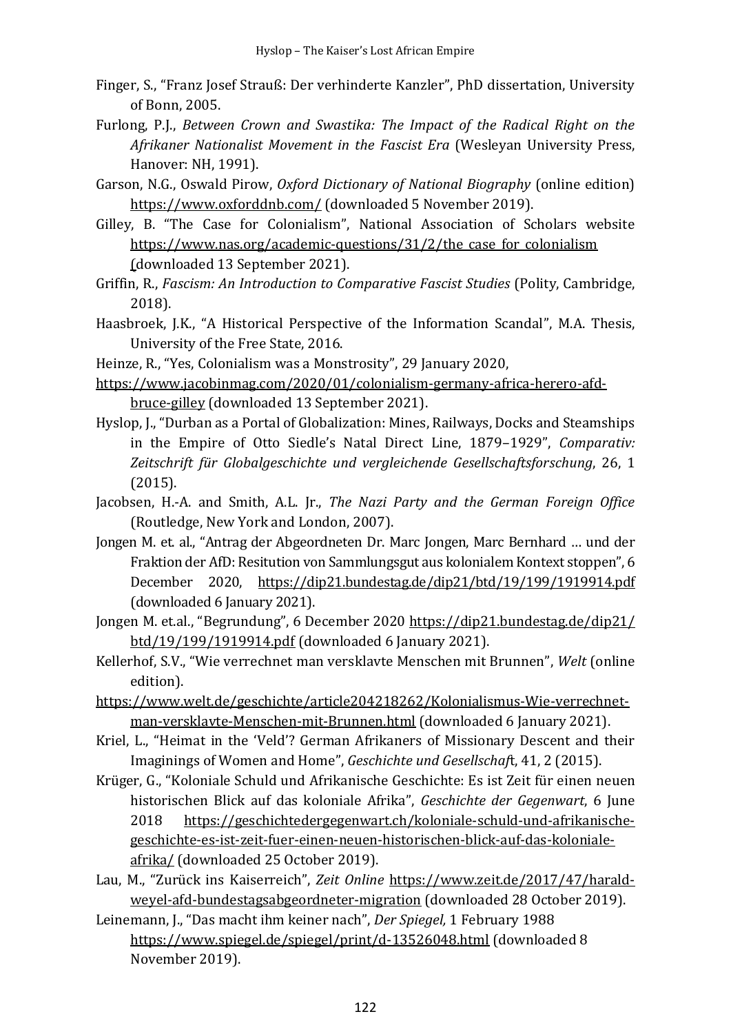Finger, S., "Franz Josef Strauß: Der verhinderte Kanzler", PhD dissertation, University of Bonn, 2005.

Furlong, P.J., *Between Crown and Swastika: The Impact of the Radical Right on the Afrikaner Nationalist Movement in the Fascist Era* (Wesleyan University Press, Hanover: NH, 1991).

Garson, N.G., Oswald Pirow, *Oxford Dictionary of National Biography* (online edition) https://www.oxforddnb.com/ (downloaded 5 November 2019).

Gilley, B. "The Case for Colonialism", National Association of Scholars website https://www.nas.org/academic-questions/31/2/the_case_for_colonialism (downloaded 13 September 2021).

Griffin, R., *Fascism: An Introduction to Comparative Fascist Studies* (Polity, Cambridge, 2018).

Haasbroek, J.K., "A Historical Perspective of the Information Scandal", M.A. Thesis, University of the Free State, 2016.

Heinze, R., "Yes, Colonialism was a Monstrosity", 29 January 2020, https://www.jacobinmag.com/2020/01/colonialism-germany-africa-herero-afd-bruce-gilley (downloaded 13 September 2021).

Hyslop, J., "Durban as a Portal of Globalization: Mines, Railways, Docks and Steamships in the Empire of Otto Siedle's Natal Direct Line, 1879–1929", *Comparativ: Zeitschrift für Globalgeschichte und vergleichende Gesellschaftsforschung*, 26, 1 (2015).

Jacobsen, H.-A. and Smith, A.L. Jr., *The Nazi Party and the German Foreign Office* (Routledge, New York and London, 2007).

Jongen M. et. al., "Antrag der Abgeordneten Dr. Marc Jongen, Marc Bernhard … und der Fraktion der AfD: Resitution von Sammlungsgut aus kolonialem Kontext stoppen", 6 December 2020, https://dip21.bundestag.de/dip21/btd/19/199/1919914.pdf (downloaded 6 January 2021).

Jongen M. et.al., "Begrundung", 6 December 2020 https://dip21.bundestag.de/dip21/btd/19/199/1919914.pdf (downloaded 6 January 2021).

Kellerhof, S.V., "Wie verrechnet man versklavte Menschen mit Brunnen", *Welt* (online edition). https://www.welt.de/geschichte/article204218262/Kolonialismus-Wie-verrechnet-man-versklavte-Menschen-mit-Brunnen.html (downloaded 6 January 2021).

Kriel, L., "Heimat in the 'Veld'? German Afrikaners of Missionary Descent and their Imaginings of Women and Home", *Geschichte und Gesellschaft*, 41, 2 (2015).

Krüger, G., "Koloniale Schuld und Afrikanische Geschichte: Es ist Zeit für einen neuen historischen Blick auf das koloniale Afrika", *Geschichte der Gegenwart*, 6 June 2018 https://geschichtedergegenwart.ch/koloniale-schuld-und-afrikanische-geschichte-es-ist-zeit-fuer-einen-neuen-historischen-blick-auf-das-koloniale-afrika/ (downloaded 25 October 2019).

Lau, M., "Zurück ins Kaiserreich", *Zeit Online* https://www.zeit.de/2017/47/harald-weyel-afd-bundestagsabgeordneter-migration (downloaded 28 October 2019).

Leinemann, J., "Das macht ihm keiner nach", *Der Spiegel*, 1 February 1988 https://www.spiegel.de/spiegel/print/d-13526048.html (downloaded 8 November 2019).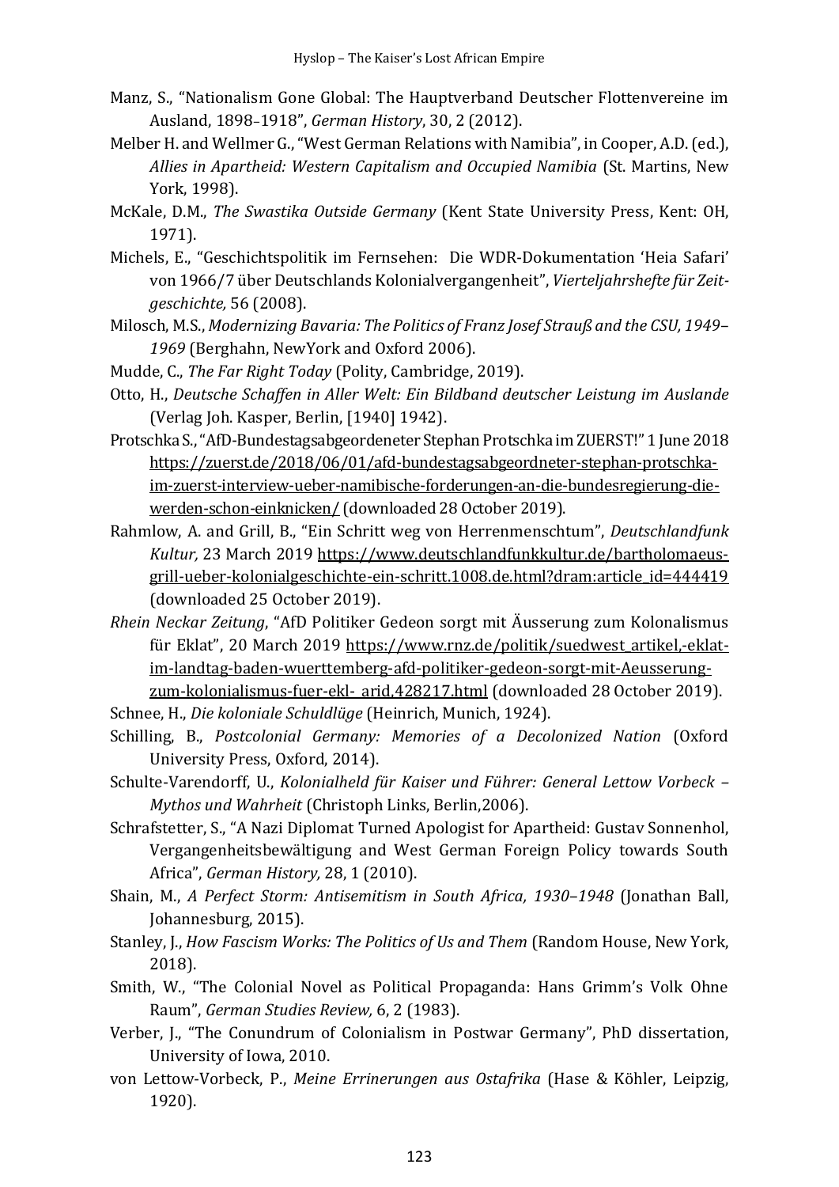Manz, S., "Nationalism Gone Global: The Hauptverband Deutscher Flottenvereine im Ausland, 1898–1918", *German History*, 30, 2 (2012).

Melber H. and Wellmer G., "West German Relations with Namibia", in Cooper, A.D. (ed.), *Allies in Apartheid: Western Capitalism and Occupied Namibia* (St. Martins, New York, 1998).

McKale, D.M., *The Swastika Outside Germany* (Kent State University Press, Kent: OH, 1971).

Michels, E., "Geschichtspolitik im Fernsehen: Die WDR-Dokumentation 'Heia Safari' von 1966/7 über Deutschlands Kolonialvergangenheit", *Vierteljahrshefte für Zeitgeschichte,* 56 (2008).

Milosch, M.S., *Modernizing Bavaria: The Politics of Franz Josef Strauß and the CSU, 1949–1969* (Berghahn, NewYork and Oxford 2006).

Mudde, C., *The Far Right Today* (Polity, Cambridge, 2019).

Otto, H., *Deutsche Schaffen in Aller Welt: Ein Bildband deutscher Leistung im Auslande* (Verlag Joh. Kasper, Berlin, [1940] 1942).

Protschka S., "AfD-Bundestagsabgeordeneter Stephan Protschka im ZUERST!" 1 June 2018 https://zuerst.de/2018/06/01/afd-bundestagsabgeordneter-stephan-protschka-im-zuerst-interview-ueber-namibische-forderungen-an-die-bundesregierung-die-werden-schon-einknicken/ (downloaded 28 October 2019).

Rahmlow, A. and Grill, B., "Ein Schritt weg von Herrenmenschtum", *Deutschlandfunk Kultur,* 23 March 2019 https://www.deutschlandfunkkultur.de/bartholomaeus-grill-ueber-kolonialgeschichte-ein-schritt.1008.de.html?dram:article_id=444419 (downloaded 25 October 2019).

*Rhein Neckar Zeitung*, "AfD Politiker Gedeon sorgt mit Äusserung zum Kolonalismus für Eklat", 20 March 2019 https://www.rnz.de/politik/suedwest_artikel,-eklat-im-landtag-baden-wuerttemberg-afd-politiker-gedeon-sorgt-mit-Aeusserung-zum-kolonialismus-fuer-ekl-_arid,428217.html (downloaded 28 October 2019).

Schnee, H., *Die koloniale Schuldlüge* (Heinrich, Munich, 1924).

Schilling, B., *Postcolonial Germany: Memories of a Decolonized Nation* (Oxford University Press, Oxford, 2014).

Schulte-Varendorff, U., *Kolonialheld für Kaiser und Führer: General Lettow Vorbeck – Mythos und Wahrheit* (Christoph Links, Berlin,2006).

Schrafstetter, S., "A Nazi Diplomat Turned Apologist for Apartheid: Gustav Sonnenhol, Vergangenheitsbewältigung and West German Foreign Policy towards South Africa", *German History,* 28, 1 (2010).

Shain, M., *A Perfect Storm: Antisemitism in South Africa, 1930–1948* (Jonathan Ball, Johannesburg, 2015).

Stanley, J., *How Fascism Works: The Politics of Us and Them* (Random House, New York, 2018).

Smith, W., "The Colonial Novel as Political Propaganda: Hans Grimm's Volk Ohne Raum", *German Studies Review,* 6, 2 (1983).

Verber, J., "The Conundrum of Colonialism in Postwar Germany", PhD dissertation, University of Iowa, 2010.

von Lettow-Vorbeck, P., *Meine Errinerungen aus Ostafrika* (Hase & Köhler, Leipzig, 1920).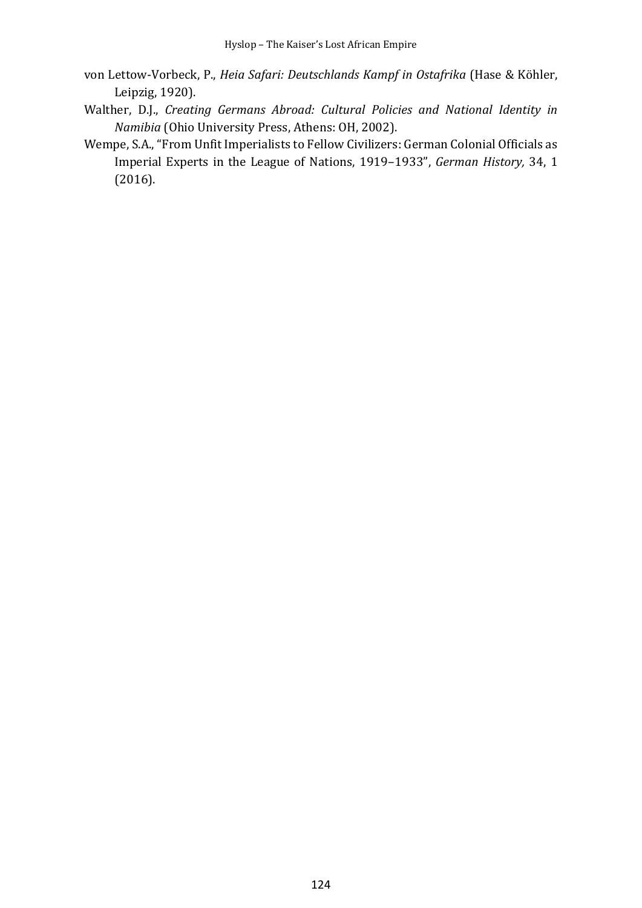von Lettow-Vorbeck, P., *Heia Safari: Deutschlands Kampf in Ostafrika* (Hase & Köhler, Leipzig, 1920).

Walther, D.J., *Creating Germans Abroad: Cultural Policies and National Identity in Namibia* (Ohio University Press, Athens: OH, 2002).

Wempe, S.A., "From Unfit Imperialists to Fellow Civilizers: German Colonial Officials as Imperial Experts in the League of Nations, 1919–1933", *German History,* 34, 1 (2016).